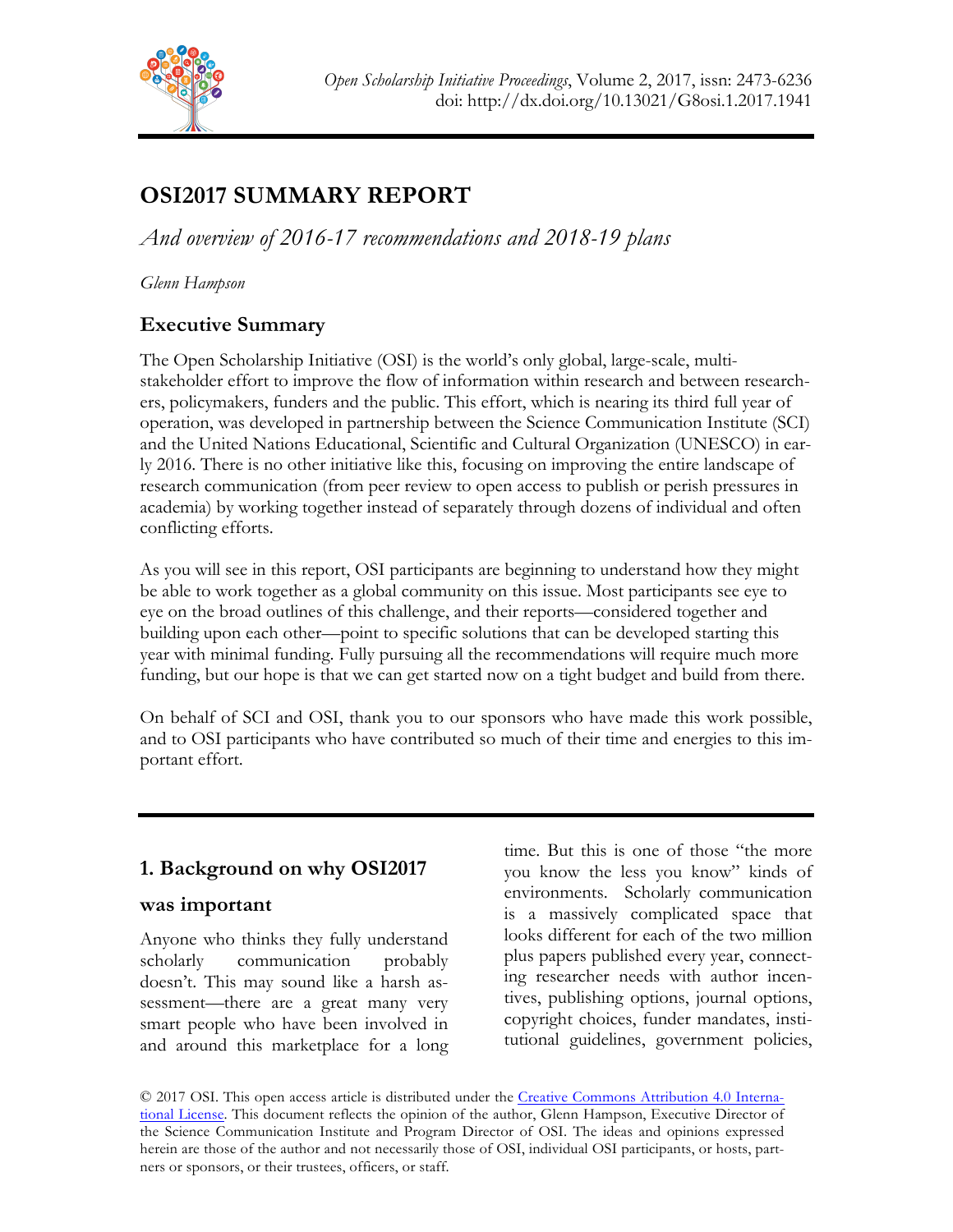*Open Scholarship Initiative Proceedings*, Volume 2, 2017, issn: 2473-6236
doi: http://dx.doi.org/10.13021/G8osi.1.2017.1941

# OSI2017 SUMMARY REPORT

*And overview of 2016-17 recommendations and 2018-19 plans*

*Glenn Hampson*

## Executive Summary

The Open Scholarship Initiative (OSI) is the world's only global, large-scale, multi-stakeholder effort to improve the flow of information within research and between researchers, policymakers, funders and the public. This effort, which is nearing its third full year of operation, was developed in partnership between the Science Communication Institute (SCI) and the United Nations Educational, Scientific and Cultural Organization (UNESCO) in early 2016. There is no other initiative like this, focusing on improving the entire landscape of research communication (from peer review to open access to publish or perish pressures in academia) by working together instead of separately through dozens of individual and often conflicting efforts.

As you will see in this report, OSI participants are beginning to understand how they might be able to work together as a global community on this issue. Most participants see eye to eye on the broad outlines of this challenge, and their reports—considered together and building upon each other—point to specific solutions that can be developed starting this year with minimal funding. Fully pursuing all the recommendations will require much more funding, but our hope is that we can get started now on a tight budget and build from there.

On behalf of SCI and OSI, thank you to our sponsors who have made this work possible, and to OSI participants who have contributed so much of their time and energies to this important effort.

## 1. Background on why OSI2017 was important

Anyone who thinks they fully understand scholarly communication probably doesn't. This may sound like a harsh assessment—there are a great many very smart people who have been involved in and around this marketplace for a long time. But this is one of those "the more you know the less you know" kinds of environments. Scholarly communication is a massively complicated space that looks different for each of the two million plus papers published every year, connecting researcher needs with author incentives, publishing options, journal options, copyright choices, funder mandates, institutional guidelines, government policies,

© 2017 OSI. This open access article is distributed under the Creative Commons Attribution 4.0 International License. This document reflects the opinion of the author, Glenn Hampson, Executive Director of the Science Communication Institute and Program Director of OSI. The ideas and opinions expressed herein are those of the author and not necessarily those of OSI, individual OSI participants, or hosts, partners or sponsors, or their trustees, officers, or staff.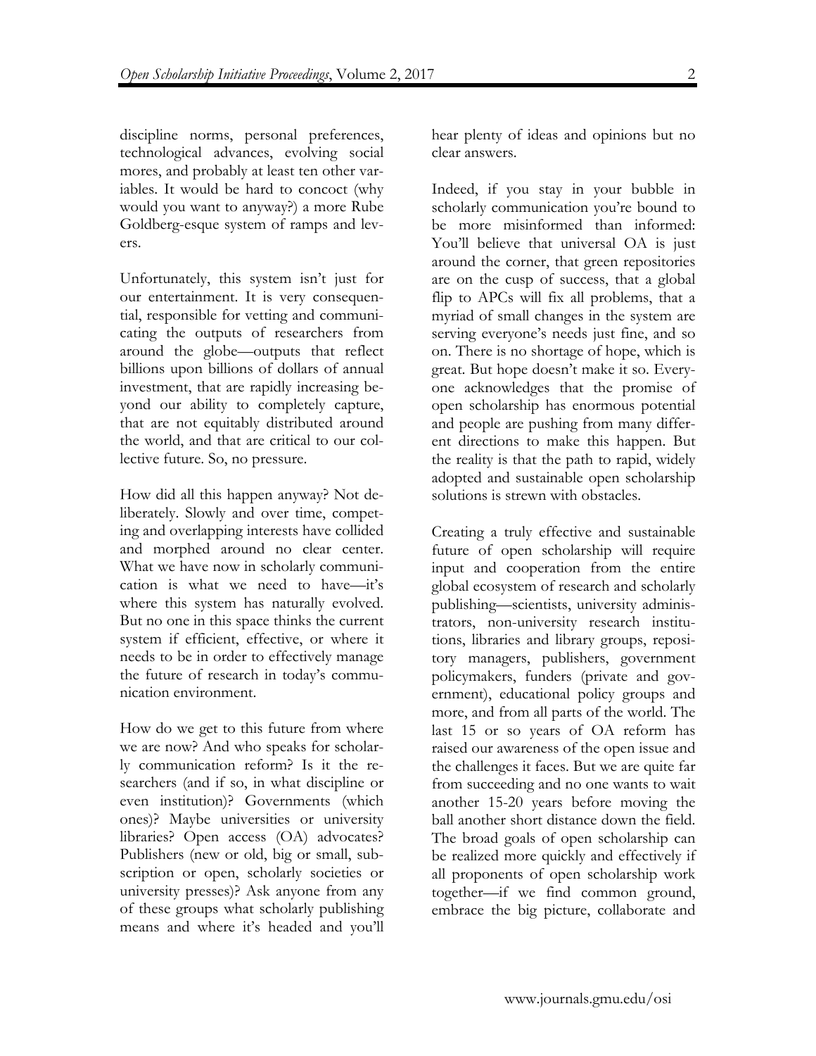discipline norms, personal preferences, technological advances, evolving social mores, and probably at least ten other variables. It would be hard to concoct (why would you want to anyway?) a more Rube Goldberg-esque system of ramps and levers.

Unfortunately, this system isn't just for our entertainment. It is very consequential, responsible for vetting and communicating the outputs of researchers from around the globe—outputs that reflect billions upon billions of dollars of annual investment, that are rapidly increasing beyond our ability to completely capture, that are not equitably distributed around the world, and that are critical to our collective future. So, no pressure.

How did all this happen anyway? Not deliberately. Slowly and over time, competing and overlapping interests have collided and morphed around no clear center. What we have now in scholarly communication is what we need to have—it's where this system has naturally evolved. But no one in this space thinks the current system if efficient, effective, or where it needs to be in order to effectively manage the future of research in today's communication environment.

How do we get to this future from where we are now? And who speaks for scholarly communication reform? Is it the researchers (and if so, in what discipline or even institution)? Governments (which ones)? Maybe universities or university libraries? Open access (OA) advocates? Publishers (new or old, big or small, subscription or open, scholarly societies or university presses)? Ask anyone from any of these groups what scholarly publishing means and where it's headed and you'll hear plenty of ideas and opinions but no clear answers.

Indeed, if you stay in your bubble in scholarly communication you're bound to be more misinformed than informed: You'll believe that universal OA is just around the corner, that green repositories are on the cusp of success, that a global flip to APCs will fix all problems, that a myriad of small changes in the system are serving everyone's needs just fine, and so on. There is no shortage of hope, which is great. But hope doesn't make it so. Everyone acknowledges that the promise of open scholarship has enormous potential and people are pushing from many different directions to make this happen. But the reality is that the path to rapid, widely adopted and sustainable open scholarship solutions is strewn with obstacles.

Creating a truly effective and sustainable future of open scholarship will require input and cooperation from the entire global ecosystem of research and scholarly publishing—scientists, university administrators, non-university research institutions, libraries and library groups, repository managers, publishers, government policymakers, funders (private and government), educational policy groups and more, and from all parts of the world. The last 15 or so years of OA reform has raised our awareness of the open issue and the challenges it faces. But we are quite far from succeeding and no one wants to wait another 15-20 years before moving the ball another short distance down the field. The broad goals of open scholarship can be realized more quickly and effectively if all proponents of open scholarship work together—if we find common ground, embrace the big picture, collaborate and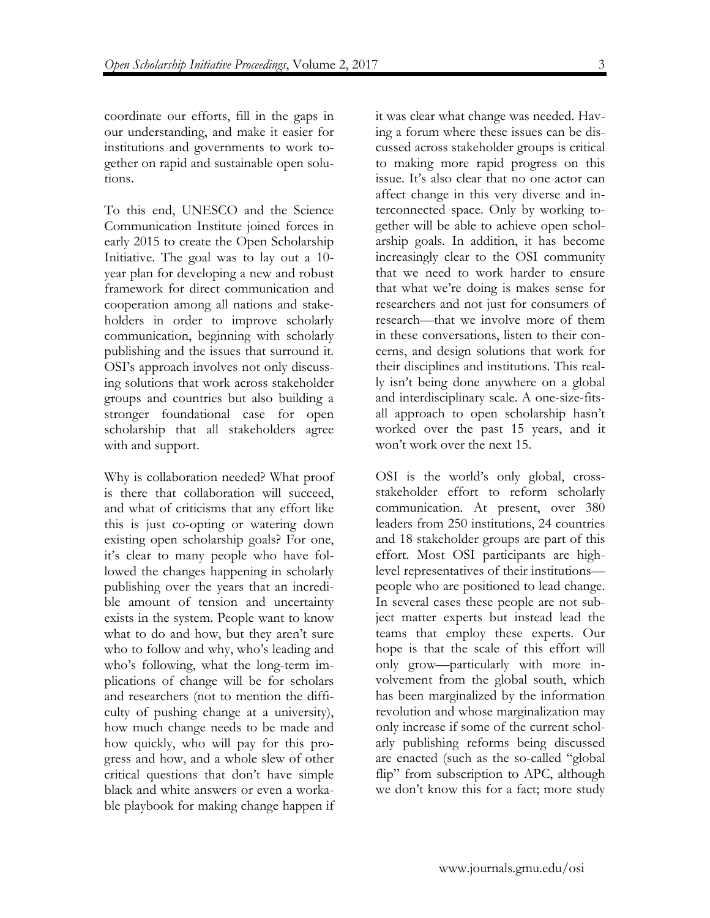coordinate our efforts, fill in the gaps in our understanding, and make it easier for institutions and governments to work together on rapid and sustainable open solutions.

To this end, UNESCO and the Science Communication Institute joined forces in early 2015 to create the Open Scholarship Initiative. The goal was to lay out a 10-year plan for developing a new and robust framework for direct communication and cooperation among all nations and stakeholders in order to improve scholarly communication, beginning with scholarly publishing and the issues that surround it. OSI's approach involves not only discussing solutions that work across stakeholder groups and countries but also building a stronger foundational case for open scholarship that all stakeholders agree with and support.

Why is collaboration needed? What proof is there that collaboration will succeed, and what of criticisms that any effort like this is just co-opting or watering down existing open scholarship goals? For one, it's clear to many people who have followed the changes happening in scholarly publishing over the years that an incredible amount of tension and uncertainty exists in the system. People want to know what to do and how, but they aren't sure who to follow and why, who's leading and who's following, what the long-term implications of change will be for scholars and researchers (not to mention the difficulty of pushing change at a university), how much change needs to be made and how quickly, who will pay for this progress and how, and a whole slew of other critical questions that don't have simple black and white answers or even a workable playbook for making change happen if it was clear what change was needed. Having a forum where these issues can be discussed across stakeholder groups is critical to making more rapid progress on this issue. It's also clear that no one actor can affect change in this very diverse and interconnected space. Only by working together will be able to achieve open scholarship goals. In addition, it has become increasingly clear to the OSI community that we need to work harder to ensure that what we're doing is makes sense for researchers and not just for consumers of research—that we involve more of them in these conversations, listen to their concerns, and design solutions that work for their disciplines and institutions. This really isn't being done anywhere on a global and interdisciplinary scale. A one-size-fits-all approach to open scholarship hasn't worked over the past 15 years, and it won't work over the next 15.

OSI is the world's only global, cross-stakeholder effort to reform scholarly communication. At present, over 380 leaders from 250 institutions, 24 countries and 18 stakeholder groups are part of this effort. Most OSI participants are high-level representatives of their institutions—people who are positioned to lead change. In several cases these people are not subject matter experts but instead lead the teams that employ these experts. Our hope is that the scale of this effort will only grow—particularly with more involvement from the global south, which has been marginalized by the information revolution and whose marginalization may only increase if some of the current scholarly publishing reforms being discussed are enacted (such as the so-called "global flip" from subscription to APC, although we don't know this for a fact; more study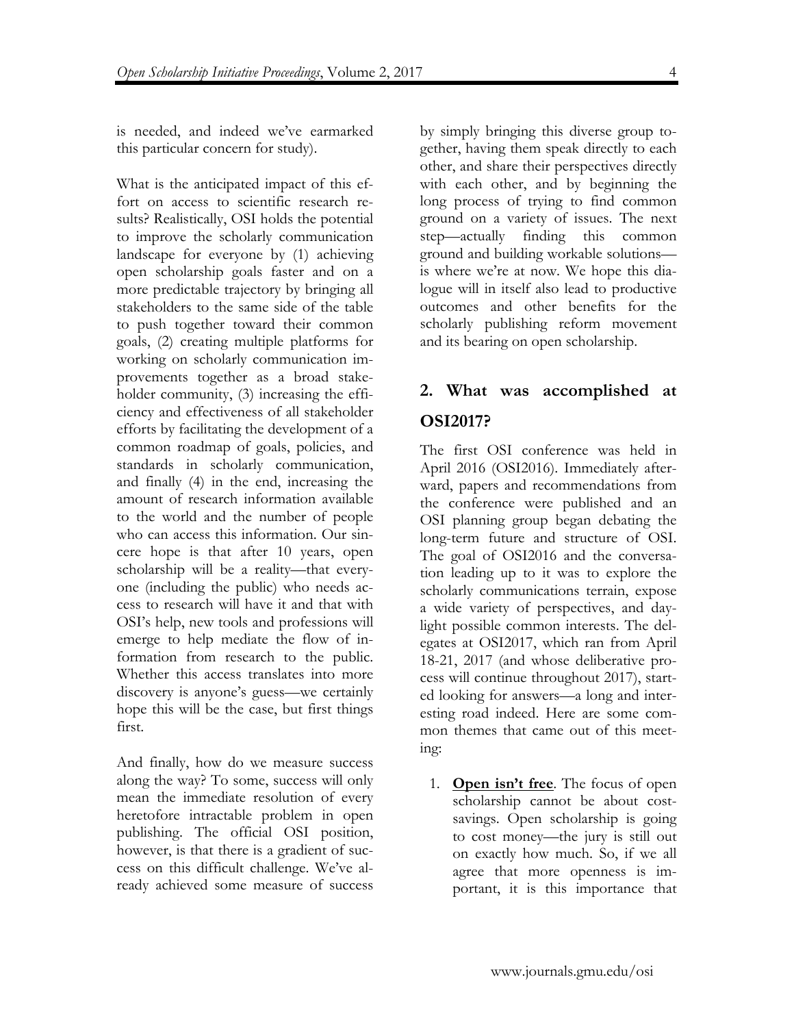is needed, and indeed we've earmarked this particular concern for study).

What is the anticipated impact of this effort on access to scientific research results? Realistically, OSI holds the potential to improve the scholarly communication landscape for everyone by (1) achieving open scholarship goals faster and on a more predictable trajectory by bringing all stakeholders to the same side of the table to push together toward their common goals, (2) creating multiple platforms for working on scholarly communication improvements together as a broad stakeholder community, (3) increasing the efficiency and effectiveness of all stakeholder efforts by facilitating the development of a common roadmap of goals, policies, and standards in scholarly communication, and finally (4) in the end, increasing the amount of research information available to the world and the number of people who can access this information. Our sincere hope is that after 10 years, open scholarship will be a reality—that everyone (including the public) who needs access to research will have it and that with OSI's help, new tools and professions will emerge to help mediate the flow of information from research to the public. Whether this access translates into more discovery is anyone's guess—we certainly hope this will be the case, but first things first.

And finally, how do we measure success along the way? To some, success will only mean the immediate resolution of every heretofore intractable problem in open publishing. The official OSI position, however, is that there is a gradient of success on this difficult challenge. We've already achieved some measure of success by simply bringing this diverse group together, having them speak directly to each other, and share their perspectives directly with each other, and by beginning the long process of trying to find common ground on a variety of issues. The next step—actually finding this common ground and building workable solutions—is where we're at now. We hope this dialogue will in itself also lead to productive outcomes and other benefits for the scholarly publishing reform movement and its bearing on open scholarship.

## 2. What was accomplished at OSI2017?

The first OSI conference was held in April 2016 (OSI2016). Immediately afterward, papers and recommendations from the conference were published and an OSI planning group began debating the long-term future and structure of OSI. The goal of OSI2016 and the conversation leading up to it was to explore the scholarly communications terrain, expose a wide variety of perspectives, and daylight possible common interests. The delegates at OSI2017, which ran from April 18-21, 2017 (and whose deliberative process will continue throughout 2017), started looking for answers—a long and interesting road indeed. Here are some common themes that came out of this meeting:

1. **Open isn't free**. The focus of open scholarship cannot be about cost-savings. Open scholarship is going to cost money—the jury is still out on exactly how much. So, if we all agree that more openness is important, it is this importance that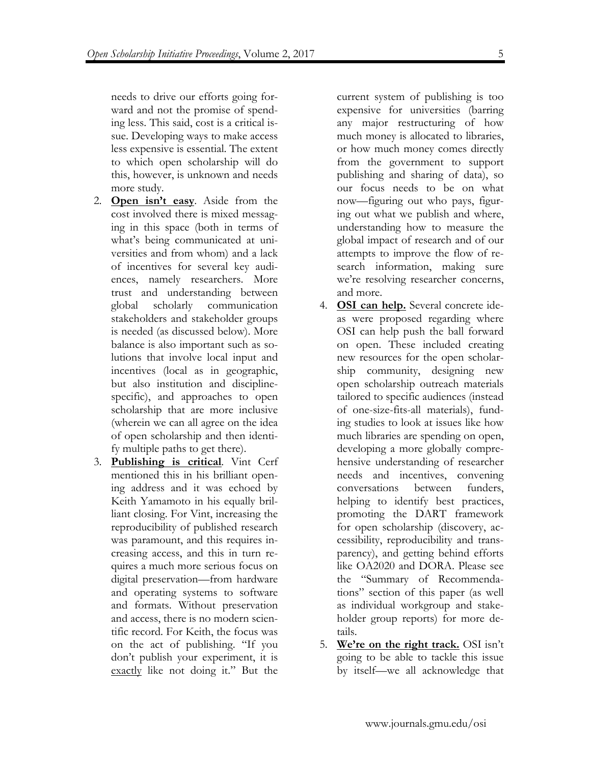needs to drive our efforts going forward and not the promise of spending less. This said, cost is a critical issue. Developing ways to make access less expensive is essential. The extent to which open scholarship will do this, however, is unknown and needs more study.

2. **Open isn't easy**. Aside from the cost involved there is mixed messaging in this space (both in terms of what's being communicated at universities and from whom) and a lack of incentives for several key audiences, namely researchers. More trust and understanding between global scholarly communication stakeholders and stakeholder groups is needed (as discussed below). More balance is also important such as solutions that involve local input and incentives (local as in geographic, but also institution and discipline-specific), and approaches to open scholarship that are more inclusive (wherein we can all agree on the idea of open scholarship and then identify multiple paths to get there).
3. **Publishing is critical**. Vint Cerf mentioned this in his brilliant opening address and it was echoed by Keith Yamamoto in his equally brilliant closing. For Vint, increasing the reproducibility of published research was paramount, and this requires increasing access, and this in turn requires a much more serious focus on digital preservation—from hardware and operating systems to software and formats. Without preservation and access, there is no modern scientific record. For Keith, the focus was on the act of publishing. "If you don't publish your experiment, it is exactly like not doing it." But the current system of publishing is too expensive for universities (barring any major restructuring of how much money is allocated to libraries, or how much money comes directly from the government to support publishing and sharing of data), so our focus needs to be on what now—figuring out who pays, figuring out what we publish and where, understanding how to measure the global impact of research and of our attempts to improve the flow of research information, making sure we're resolving researcher concerns, and more.
4. **OSI can help.** Several concrete ideas were proposed regarding where OSI can help push the ball forward on open. These included creating new resources for the open scholarship community, designing new open scholarship outreach materials tailored to specific audiences (instead of one-size-fits-all materials), funding studies to look at issues like how much libraries are spending on open, developing a more globally comprehensive understanding of researcher needs and incentives, convening conversations between funders, helping to identify best practices, promoting the DART framework for open scholarship (discovery, accessibility, reproducibility and transparency), and getting behind efforts like OA2020 and DORA. Please see the "Summary of Recommendations" section of this paper (as well as individual workgroup and stakeholder group reports) for more details.
5. **We're on the right track.** OSI isn't going to be able to tackle this issue by itself—we all acknowledge that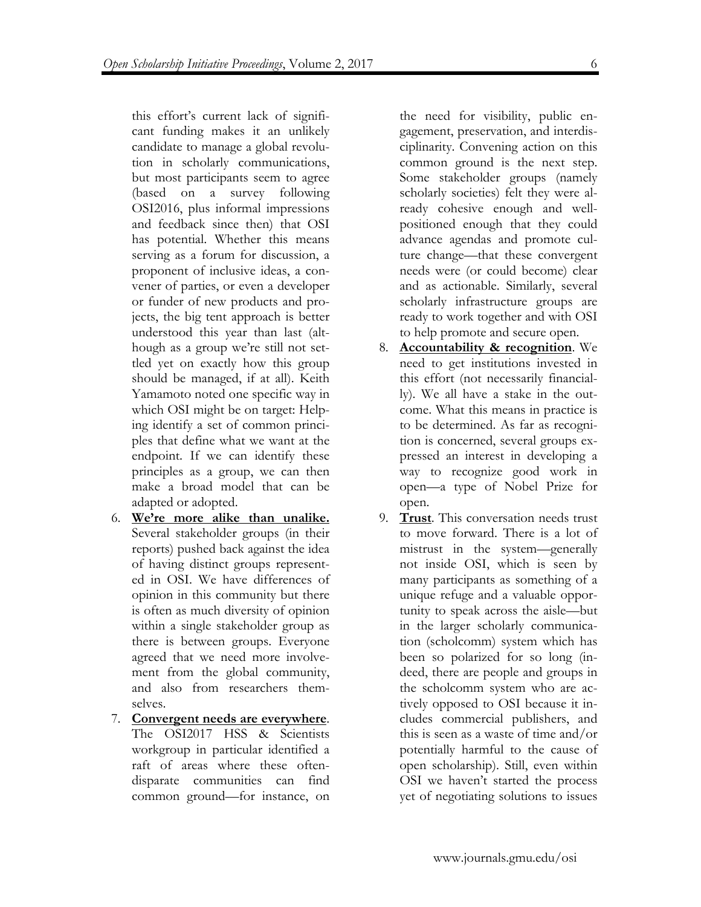this effort's current lack of significant funding makes it an unlikely candidate to manage a global revolution in scholarly communications, but most participants seem to agree (based on a survey following OSI2016, plus informal impressions and feedback since then) that OSI has potential. Whether this means serving as a forum for discussion, a proponent of inclusive ideas, a convener of parties, or even a developer or funder of new products and projects, the big tent approach is better understood this year than last (although as a group we're still not settled yet on exactly how this group should be managed, if at all). Keith Yamamoto noted one specific way in which OSI might be on target: Helping identify a set of common principles that define what we want at the endpoint. If we can identify these principles as a group, we can then make a broad model that can be adapted or adopted.

6. **We're more alike than unalike.** Several stakeholder groups (in their reports) pushed back against the idea of having distinct groups represented in OSI. We have differences of opinion in this community but there is often as much diversity of opinion within a single stakeholder group as there is between groups. Everyone agreed that we need more involvement from the global community, and also from researchers themselves.
7. **Convergent needs are everywhere**. The OSI2017 HSS & Scientists workgroup in particular identified a raft of areas where these often-disparate communities can find common ground—for instance, on the need for visibility, public engagement, preservation, and interdisciplinarity. Convening action on this common ground is the next step. Some stakeholder groups (namely scholarly societies) felt they were already cohesive enough and well-positioned enough that they could advance agendas and promote culture change—that these convergent needs were (or could become) clear and as actionable. Similarly, several scholarly infrastructure groups are ready to work together and with OSI to help promote and secure open.
8. **Accountability & recognition**. We need to get institutions invested in this effort (not necessarily financially). We all have a stake in the outcome. What this means in practice is to be determined. As far as recognition is concerned, several groups expressed an interest in developing a way to recognize good work in open—a type of Nobel Prize for open.
9. **Trust**. This conversation needs trust to move forward. There is a lot of mistrust in the system—generally not inside OSI, which is seen by many participants as something of a unique refuge and a valuable opportunity to speak across the aisle—but in the larger scholarly communication (scholcomm) system which has been so polarized for so long (indeed, there are people and groups in the scholcomm system who are actively opposed to OSI because it includes commercial publishers, and this is seen as a waste of time and/or potentially harmful to the cause of open scholarship). Still, even within OSI we haven't started the process yet of negotiating solutions to issues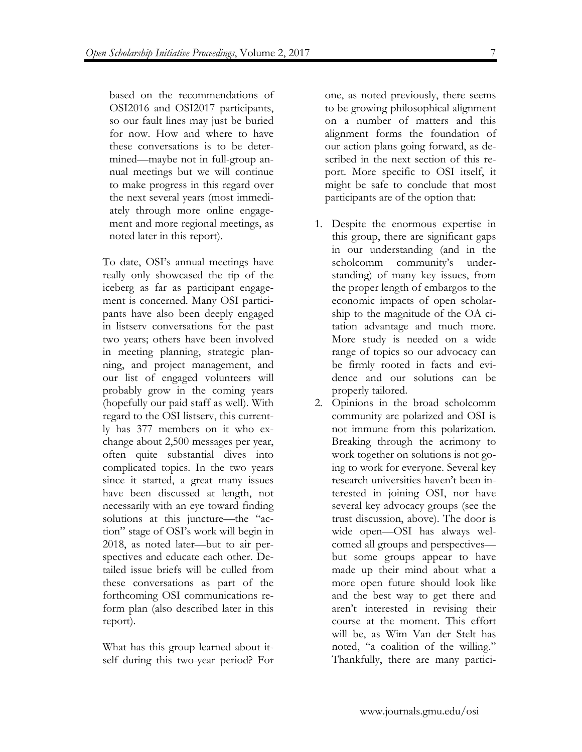based on the recommendations of OSI2016 and OSI2017 participants, so our fault lines may just be buried for now. How and where to have these conversations is to be determined—maybe not in full-group annual meetings but we will continue to make progress in this regard over the next several years (most immediately through more online engagement and more regional meetings, as noted later in this report).

To date, OSI's annual meetings have really only showcased the tip of the iceberg as far as participant engagement is concerned. Many OSI participants have also been deeply engaged in listserv conversations for the past two years; others have been involved in meeting planning, strategic planning, and project management, and our list of engaged volunteers will probably grow in the coming years (hopefully our paid staff as well). With regard to the OSI listserv, this currently has 377 members on it who exchange about 2,500 messages per year, often quite substantial dives into complicated topics. In the two years since it started, a great many issues have been discussed at length, not necessarily with an eye toward finding solutions at this juncture—the "action" stage of OSI's work will begin in 2018, as noted later—but to air perspectives and educate each other. Detailed issue briefs will be culled from these conversations as part of the forthcoming OSI communications reform plan (also described later in this report).

What has this group learned about itself during this two-year period? For one, as noted previously, there seems to be growing philosophical alignment on a number of matters and this alignment forms the foundation of our action plans going forward, as described in the next section of this report. More specific to OSI itself, it might be safe to conclude that most participants are of the option that:

1. Despite the enormous expertise in this group, there are significant gaps in our understanding (and in the scholcomm community's understanding) of many key issues, from the proper length of embargos to the economic impacts of open scholarship to the magnitude of the OA citation advantage and much more. More study is needed on a wide range of topics so our advocacy can be firmly rooted in facts and evidence and our solutions can be properly tailored.
2. Opinions in the broad scholcomm community are polarized and OSI is not immune from this polarization. Breaking through the acrimony to work together on solutions is not going to work for everyone. Several key research universities haven't been interested in joining OSI, nor have several key advocacy groups (see the trust discussion, above). The door is wide open—OSI has always welcomed all groups and perspectives—but some groups appear to have made up their mind about what a more open future should look like and the best way to get there and aren't interested in revising their course at the moment. This effort will be, as Wim Van der Stelt has noted, "a coalition of the willing." Thankfully, there are many partici-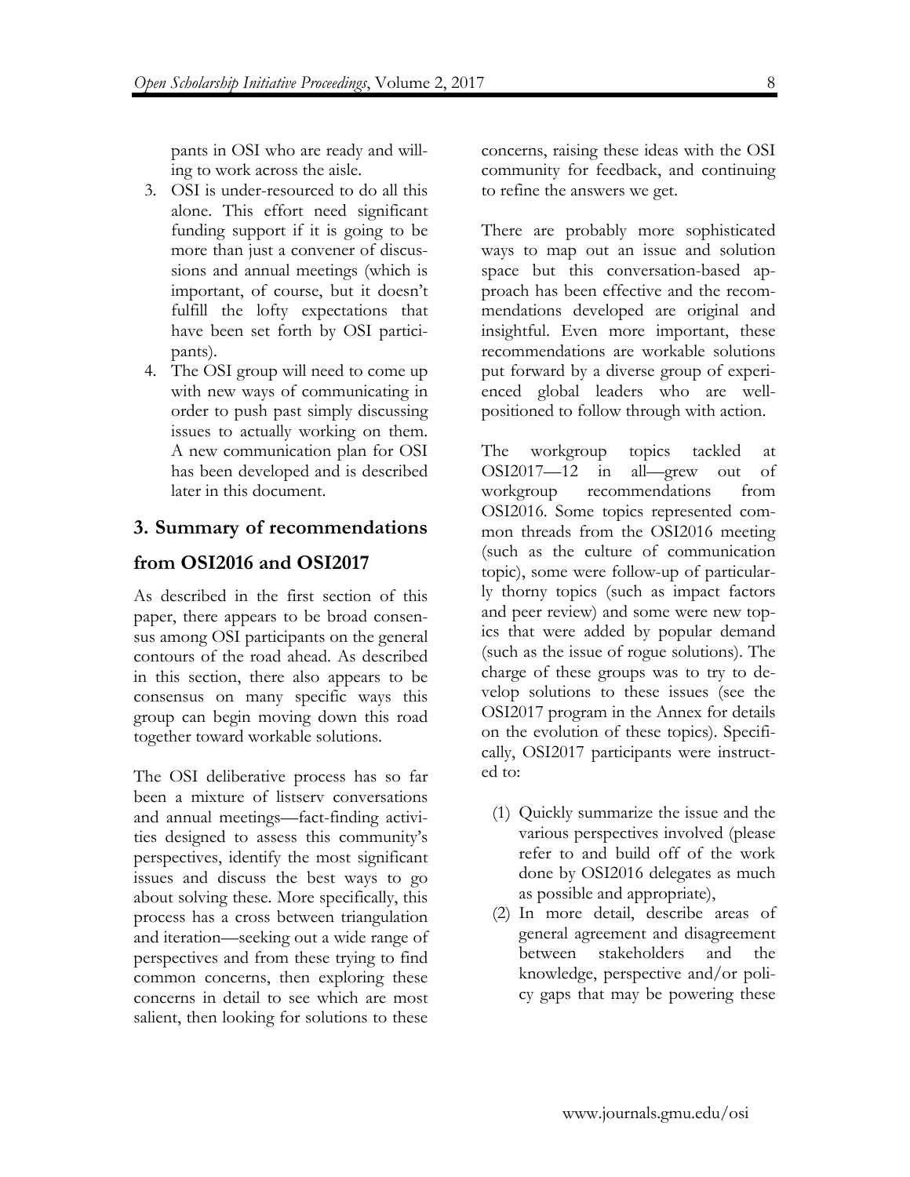pants in OSI who are ready and willing to work across the aisle.

3. OSI is under-resourced to do all this alone. This effort need significant funding support if it is going to be more than just a convener of discussions and annual meetings (which is important, of course, but it doesn't fulfill the lofty expectations that have been set forth by OSI participants).
4. The OSI group will need to come up with new ways of communicating in order to push past simply discussing issues to actually working on them. A new communication plan for OSI has been developed and is described later in this document.

## 3. Summary of recommendations from OSI2016 and OSI2017

As described in the first section of this paper, there appears to be broad consensus among OSI participants on the general contours of the road ahead. As described in this section, there also appears to be consensus on many specific ways this group can begin moving down this road together toward workable solutions.

The OSI deliberative process has so far been a mixture of listserv conversations and annual meetings—fact-finding activities designed to assess this community's perspectives, identify the most significant issues and discuss the best ways to go about solving these. More specifically, this process has a cross between triangulation and iteration—seeking out a wide range of perspectives and from these trying to find common concerns, then exploring these concerns in detail to see which are most salient, then looking for solutions to these concerns, raising these ideas with the OSI community for feedback, and continuing to refine the answers we get.

There are probably more sophisticated ways to map out an issue and solution space but this conversation-based approach has been effective and the recommendations developed are original and insightful. Even more important, these recommendations are workable solutions put forward by a diverse group of experienced global leaders who are well-positioned to follow through with action.

The workgroup topics tackled at OSI2017—12 in all—grew out of workgroup recommendations from OSI2016. Some topics represented common threads from the OSI2016 meeting (such as the culture of communication topic), some were follow-up of particularly thorny topics (such as impact factors and peer review) and some were new topics that were added by popular demand (such as the issue of rogue solutions). The charge of these groups was to try to develop solutions to these issues (see the OSI2017 program in the Annex for details on the evolution of these topics). Specifically, OSI2017 participants were instructed to:

(1) Quickly summarize the issue and the various perspectives involved (please refer to and build off of the work done by OSI2016 delegates as much as possible and appropriate),
(2) In more detail, describe areas of general agreement and disagreement between stakeholders and the knowledge, perspective and/or policy gaps that may be powering these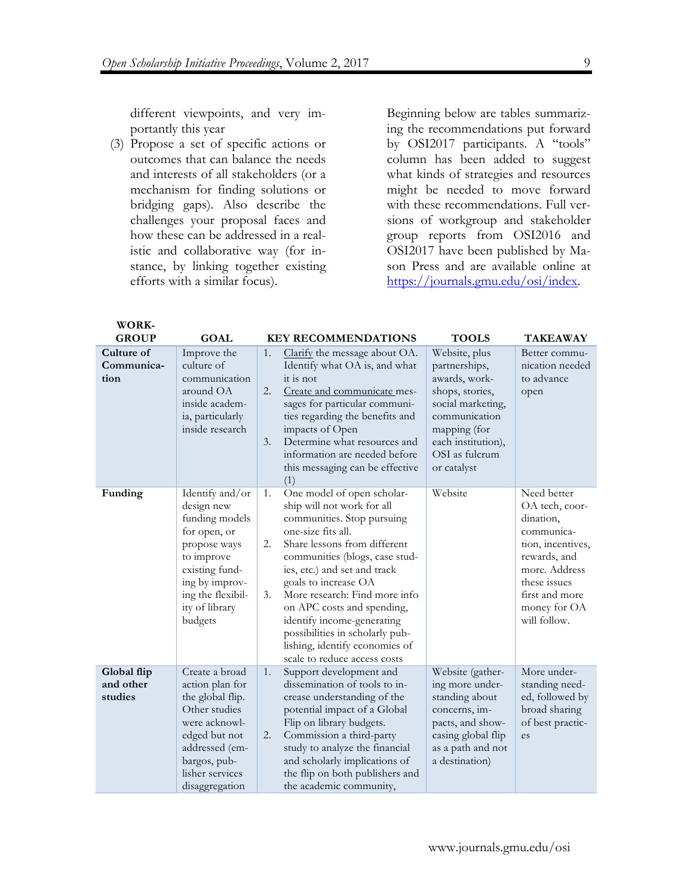different viewpoints, and very importantly this year

(3) Propose a set of specific actions or outcomes that can balance the needs and interests of all stakeholders (or a mechanism for finding solutions or bridging gaps). Also describe the challenges your proposal faces and how these can be addressed in a realistic and collaborative way (for instance, by linking together existing efforts with a similar focus).

Beginning below are tables summarizing the recommendations put forward by OSI2017 participants. A "tools" column has been added to suggest what kinds of strategies and resources might be needed to move forward with these recommendations. Full versions of workgroup and stakeholder group reports from OSI2016 and OSI2017 have been published by Mason Press and are available online at https://journals.gmu.edu/osi/index.

| WORK-GROUP | GOAL | KEY RECOMMENDATIONS | TOOLS | TAKEAWAY |
|---|---|---|---|---|
| **Culture of Communication** | Improve the culture of communication around OA inside academia, particularly inside research | 1. Clarify the message about OA. Identify what OA is, and what it is not<br>2. Create and communicate messages for particular communities regarding the benefits and impacts of Open<br>3. Determine what resources and information are needed before this messaging can be effective (1) | Website, plus partnerships, awards, workshops, stories, social marketing, communication mapping (for each institution), OSI as fulcrum or catalyst | Better communication needed to advance open |
| **Funding** | Identify and/or design new funding models for open, or propose ways to improve existing funding by improving the flexibility of library budgets | 1. One model of open scholarship will not work for all communities. Stop pursuing one-size fits all.<br>2. Share lessons from different communities (blogs, case studies, etc.) and set and track goals to increase OA<br>3. More research: Find more info on APC costs and spending, identify income-generating possibilities in scholarly publishing, identify economies of scale to reduce access costs | Website | Need better OA tech, coordination, communication, incentives, rewards, and more. Address these issues first and more money for OA will follow. |
| **Global flip and other studies** | Create a broad action plan for the global flip. Other studies were acknowledged but not addressed (embargos, publisher services disaggregation | 1. Support development and dissemination of tools to increase understanding of the potential impact of a Global Flip on library budgets.<br>2. Commission a third-party study to analyze the financial and scholarly implications of the flip on both publishers and the academic community, | Website (gathering more understanding about concerns, impacts, and showcasing global flip as a path and not a destination) | More understanding needed, followed by broad sharing of best practices |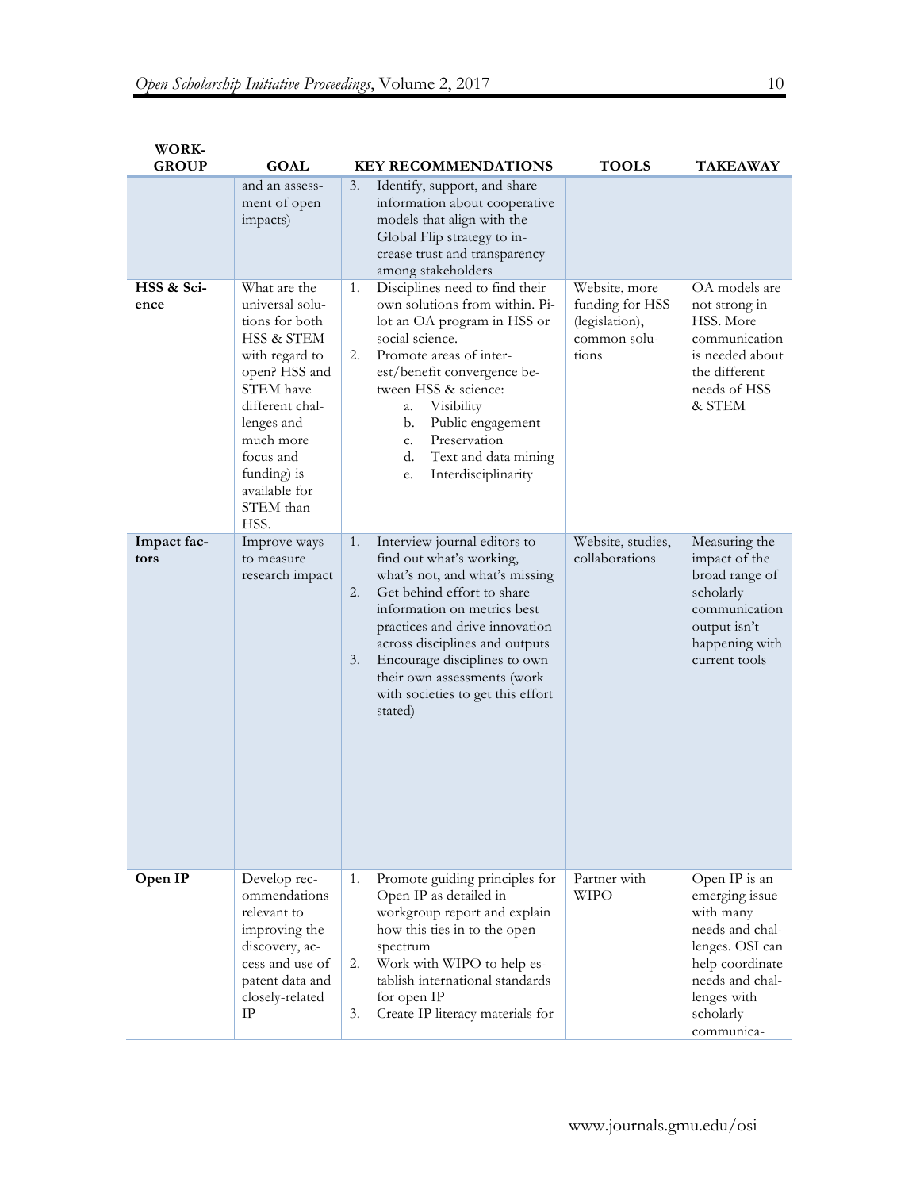| WORK-GROUP | GOAL | KEY RECOMMENDATIONS | TOOLS | TAKEAWAY |
|---|---|---|---|---|
| | and an assessment of open impacts) | 3. Identify, support, and share information about cooperative models that align with the Global Flip strategy to increase trust and transparency among stakeholders | | |
| **HSS & Science** | What are the universal solutions for both HSS & STEM with regard to open? HSS and STEM have different challenges and much more focus and funding) is available for STEM than HSS. | 1. Disciplines need to find their own solutions from within. Pilot an OA program in HSS or social science.<br>2. Promote areas of interest/benefit convergence between HSS & science:<br>a. Visibility<br>b. Public engagement<br>c. Preservation<br>d. Text and data mining<br>e. Interdisciplinarity | Website, more funding for HSS (legislation), common solutions | OA models are not strong in HSS. More communication is needed about the different needs of HSS & STEM |
| **Impact factors** | Improve ways to measure research impact | 1. Interview journal editors to find out what's working, what's not, and what's missing<br>2. Get behind effort to share information on metrics best practices and drive innovation across disciplines and outputs<br>3. Encourage disciplines to own their own assessments (work with societies to get this effort stated) | Website, studies, collaborations | Measuring the impact of the broad range of scholarly communication output isn't happening with current tools |
| **Open IP** | Develop recommendations relevant to improving the discovery, access and use of patent data and closely-related IP | 1. Promote guiding principles for Open IP as detailed in workgroup report and explain how this ties in to the open spectrum<br>2. Work with WIPO to help establish international standards for open IP<br>3. Create IP literacy materials for | Partner with WIPO | Open IP is an emerging issue with many needs and challenges. OSI can help coordinate needs and challenges with scholarly communica- |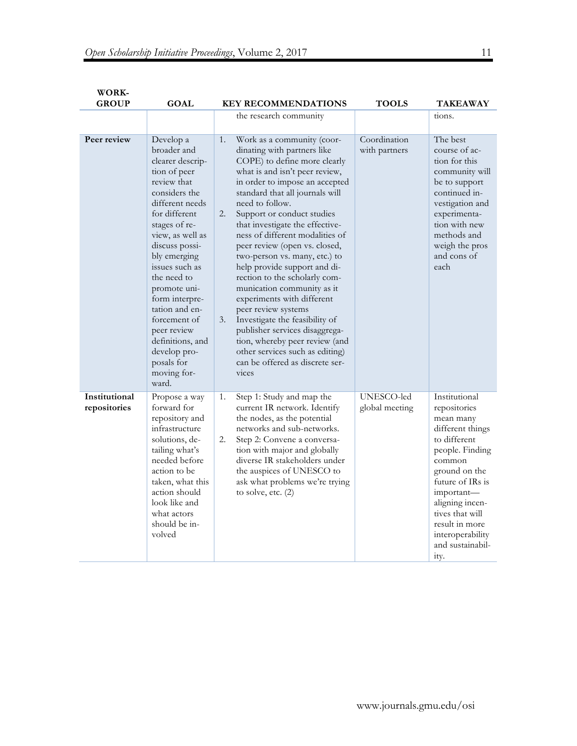| WORK-GROUP | GOAL | KEY RECOMMENDATIONS | TOOLS | TAKEAWAY |
|---|---|---|---|---|
| | | the research community | | tions. |
| **Peer review** | Develop a broader and clearer description of peer review that considers the different needs for different stages of review, as well as discuss possibly emerging issues such as the need to promote uniform interpretation and enforcement of peer review definitions, and develop proposals for moving forward. | 1. Work as a community (coordinating with partners like COPE) to define more clearly what is and isn't peer review, in order to impose an accepted standard that all journals will need to follow.<br>2. Support or conduct studies that investigate the effectiveness of different modalities of peer review (open vs. closed, two-person vs. many, etc.) to help provide support and direction to the scholarly communication community as it experiments with different peer review systems<br>3. Investigate the feasibility of publisher services disaggregation, whereby peer review (and other services such as editing) can be offered as discrete services | Coordination with partners | The best course of action for this community will be to support continued investigation and experimentation with new methods and weigh the pros and cons of each |
| **Institutional repositories** | Propose a way forward for repository and infrastructure solutions, detailing what's needed before action to be taken, what this action should look like and what actors should be involved | 1. Step 1: Study and map the current IR network. Identify the nodes, as the potential networks and sub-networks.<br>2. Step 2: Convene a conversation with major and globally diverse IR stakeholders under the auspices of UNESCO to ask what problems we're trying to solve, etc. (2) | UNESCO-led global meeting | Institutional repositories mean many different things to different people. Finding common ground on the future of IRs is important—aligning incentives that will result in more interoperability and sustainability. |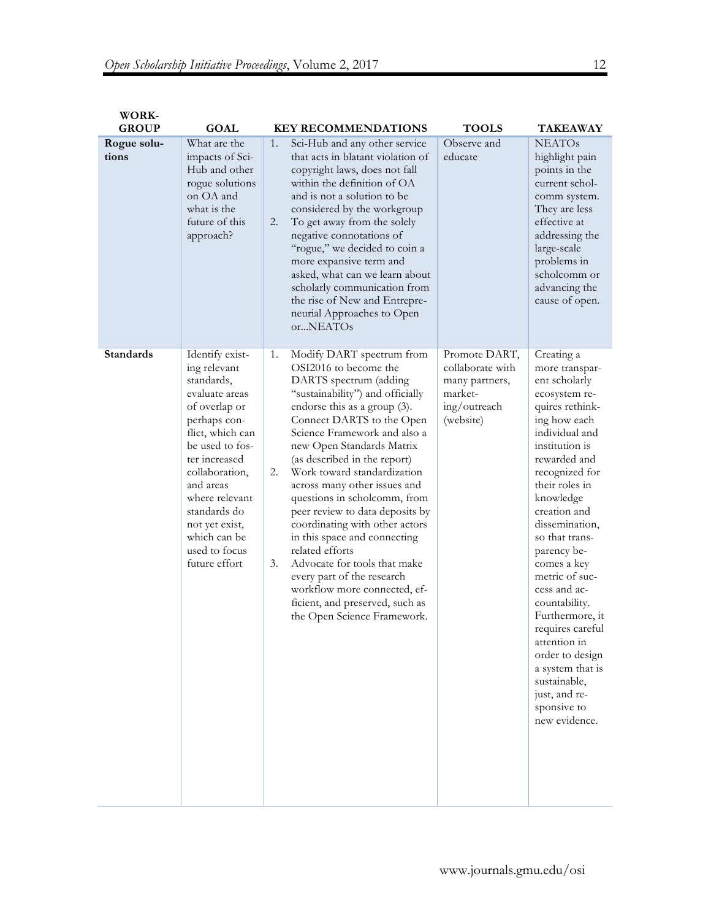| WORK-GROUP | GOAL | KEY RECOMMENDATIONS | TOOLS | TAKEAWAY |
|---|---|---|---|---|
| **Rogue solutions** | What are the impacts of Sci-Hub and other rogue solutions on OA and what is the future of this approach? | 1. Sci-Hub and any other service that acts in blatant violation of copyright laws, does not fall within the definition of OA and is not a solution to be considered by the workgroup<br>2. To get away from the solely negative connotations of "rogue," we decided to coin a more expansive term and asked, what can we learn about scholarly communication from the rise of New and Entrepreneurial Approaches to Open or...NEATOs | Observe and educate | NEATOs highlight pain points in the current scholcomm system. They are less effective at addressing the large-scale problems in scholcomm or advancing the cause of open. |
| **Standards** | Identify existing relevant standards, evaluate areas of overlap or perhaps conflict, which can be used to foster increased collaboration, and areas where relevant standards do not yet exist, which can be used to focus future effort | 1. Modify DART spectrum from OSI2016 to become the DARTS spectrum (adding "sustainability") and officially endorse this as a group (3). Connect DARTS to the Open Science Framework and also a new Open Standards Matrix (as described in the report)<br>2. Work toward standardization across many other issues and questions in scholcomm, from peer review to data deposits by coordinating with other actors in this space and connecting related efforts<br>3. Advocate for tools that make every part of the research workflow more connected, efficient, and preserved, such as the Open Science Framework. | Promote DART, collaborate with many partners, marketing/outreach (website) | Creating a more transparent scholarly ecosystem requires rethinking how each individual and institution is rewarded and recognized for their roles in knowledge creation and dissemination, so that transparency becomes a key metric of success and accountability. Furthermore, it requires careful attention in order to design a system that is sustainable, just, and responsive to new evidence. |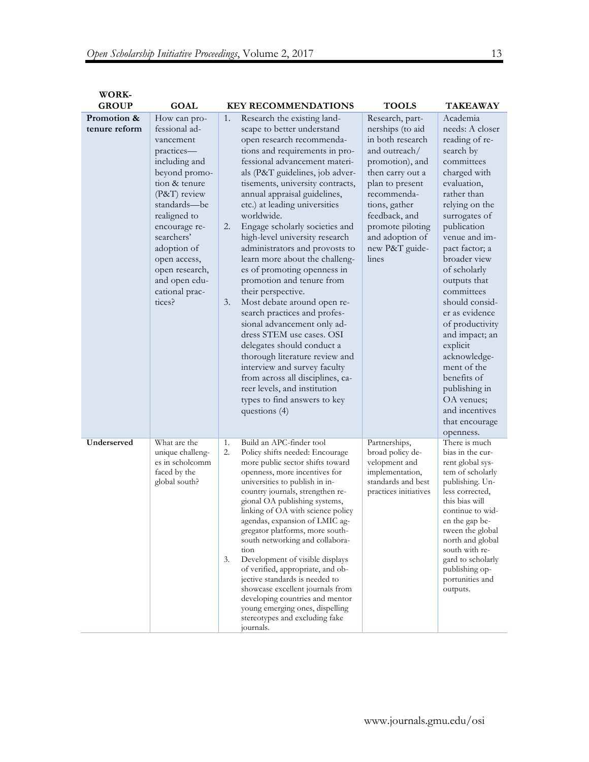| WORK-GROUP | GOAL | KEY RECOMMENDATIONS | TOOLS | TAKEAWAY |
|---|---|---|---|---|
| **Promotion & tenure reform** | How can professional advancement practices—including and beyond promotion & tenure (P&T) review standards—be realigned to encourage researchers' adoption of open access, open research, and open educational practices? | 1. Research the existing landscape to better understand open research recommendations and requirements in professional advancement materials (P&T guidelines, job advertisements, university contracts, annual appraisal guidelines, etc.) at leading universities worldwide.<br>2. Engage scholarly societies and high-level university research administrators and provosts to learn more about the challenges of promoting openness in promotion and tenure from their perspective.<br>3. Most debate around open research practices and professional advancement only address STEM use cases. OSI delegates should conduct a thorough literature review and interview and survey faculty from across all disciplines, career levels, and institution types to find answers to key questions (4) | Research, partnerships (to aid in both research and outreach/promotion), and then carry out a plan to present recommendations, gather feedback, and promote piloting and adoption of new P&T guidelines | Academia needs: A closer reading of research by committees charged with evaluation, rather than relying on the surrogates of publication venue and impact factor; a broader view of scholarly outputs that committees should consider as evidence of productivity and impact; an explicit acknowledgement of the benefits of publishing in OA venues; and incentives that encourage openness. |
| **Underserved** | What are the unique challenges in scholcomm faced by the global south? | 1. Build an APC-finder tool<br>2. Policy shifts needed: Encourage more public sector shifts toward openness, more incentives for universities to publish in in-country journals, strengthen regional OA publishing systems, linking of OA with science policy agendas, expansion of LMIC aggregator platforms, more south-south networking and collaboration<br>3. Development of visible displays of verified, appropriate, and objective standards is needed to showcase excellent journals from developing countries and mentor young emerging ones, dispelling stereotypes and excluding fake journals. | Partnerships, broad policy development and implementation, standards and best practices initiatives | There is much bias in the current global system of scholarly publishing. Unless corrected, this bias will continue to widen the gap between the global north and global south with regard to scholarly publishing opportunities and outputs. |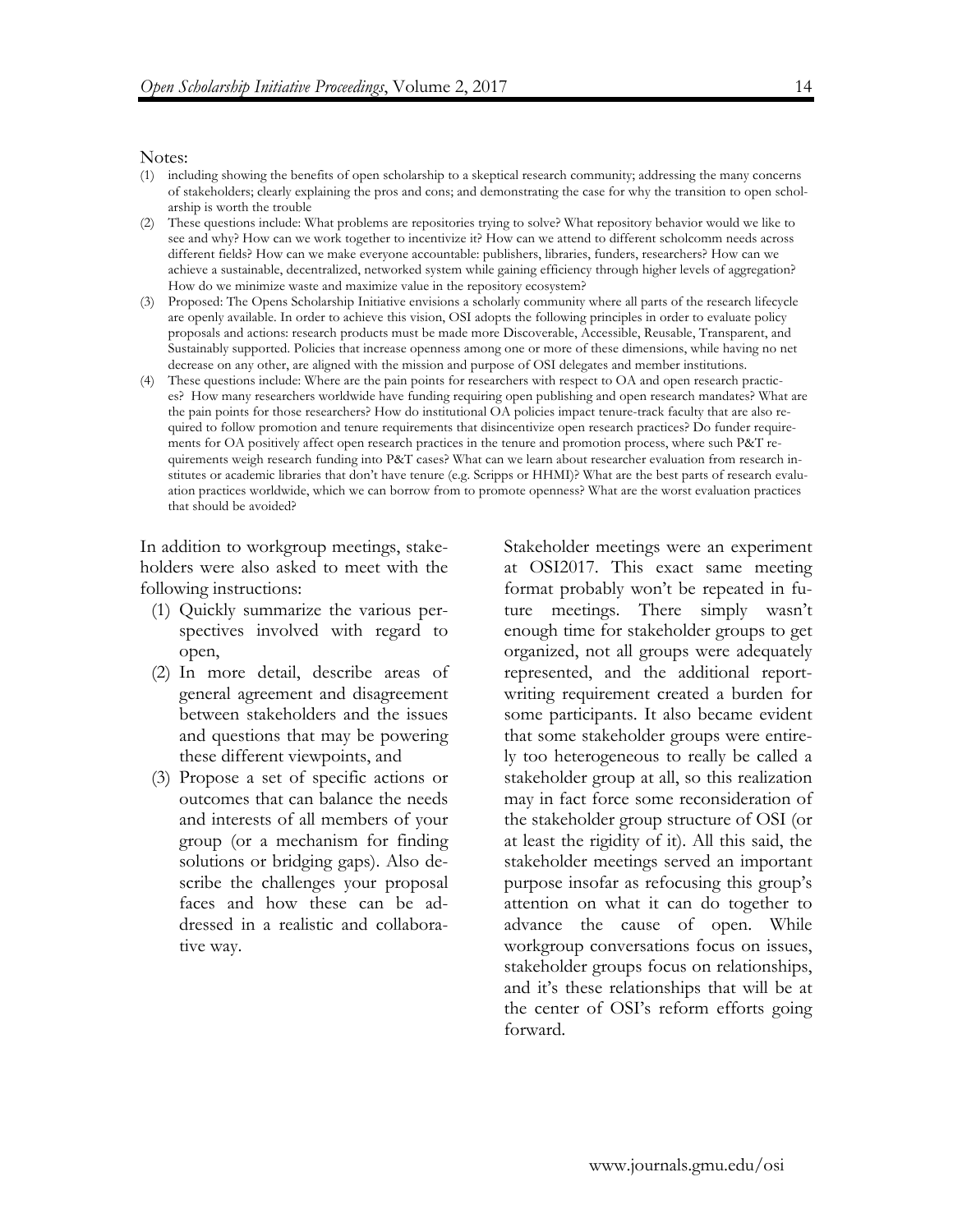Notes:

(1) including showing the benefits of open scholarship to a skeptical research community; addressing the many concerns of stakeholders; clearly explaining the pros and cons; and demonstrating the case for why the transition to open scholarship is worth the trouble

(2) These questions include: What problems are repositories trying to solve? What repository behavior would we like to see and why? How can we work together to incentivize it? How can we attend to different scholcomm needs across different fields? How can we make everyone accountable: publishers, libraries, funders, researchers? How can we achieve a sustainable, decentralized, networked system while gaining efficiency through higher levels of aggregation? How do we minimize waste and maximize value in the repository ecosystem?

(3) Proposed: The Opens Scholarship Initiative envisions a scholarly community where all parts of the research lifecycle are openly available. In order to achieve this vision, OSI adopts the following principles in order to evaluate policy proposals and actions: research products must be made more Discoverable, Accessible, Reusable, Transparent, and Sustainably supported. Policies that increase openness among one or more of these dimensions, while having no net decrease on any other, are aligned with the mission and purpose of OSI delegates and member institutions.

(4) These questions include: Where are the pain points for researchers with respect to OA and open research practices? How many researchers worldwide have funding requiring open publishing and open research mandates? What are the pain points for those researchers? How do institutional OA policies impact tenure-track faculty that are also required to follow promotion and tenure requirements that disincentivize open research practices? Do funder requirements for OA positively affect open research practices in the tenure and promotion process, where such P&T requirements weigh research funding into P&T cases? What can we learn about researcher evaluation from research institutes or academic libraries that don't have tenure (e.g. Scripps or HHMI)? What are the best parts of research evaluation practices worldwide, which we can borrow from to promote openness? What are the worst evaluation practices that should be avoided?

In addition to workgroup meetings, stakeholders were also asked to meet with the following instructions:

(1) Quickly summarize the various perspectives involved with regard to open,
(2) In more detail, describe areas of general agreement and disagreement between stakeholders and the issues and questions that may be powering these different viewpoints, and
(3) Propose a set of specific actions or outcomes that can balance the needs and interests of all members of your group (or a mechanism for finding solutions or bridging gaps). Also describe the challenges your proposal faces and how these can be addressed in a realistic and collaborative way.

Stakeholder meetings were an experiment at OSI2017. This exact same meeting format probably won't be repeated in future meetings. There simply wasn't enough time for stakeholder groups to get organized, not all groups were adequately represented, and the additional report-writing requirement created a burden for some participants. It also became evident that some stakeholder groups were entirely too heterogeneous to really be called a stakeholder group at all, so this realization may in fact force some reconsideration of the stakeholder group structure of OSI (or at least the rigidity of it). All this said, the stakeholder meetings served an important purpose insofar as refocusing this group's attention on what it can do together to advance the cause of open. While workgroup conversations focus on issues, stakeholder groups focus on relationships, and it's these relationships that will be at the center of OSI's reform efforts going forward.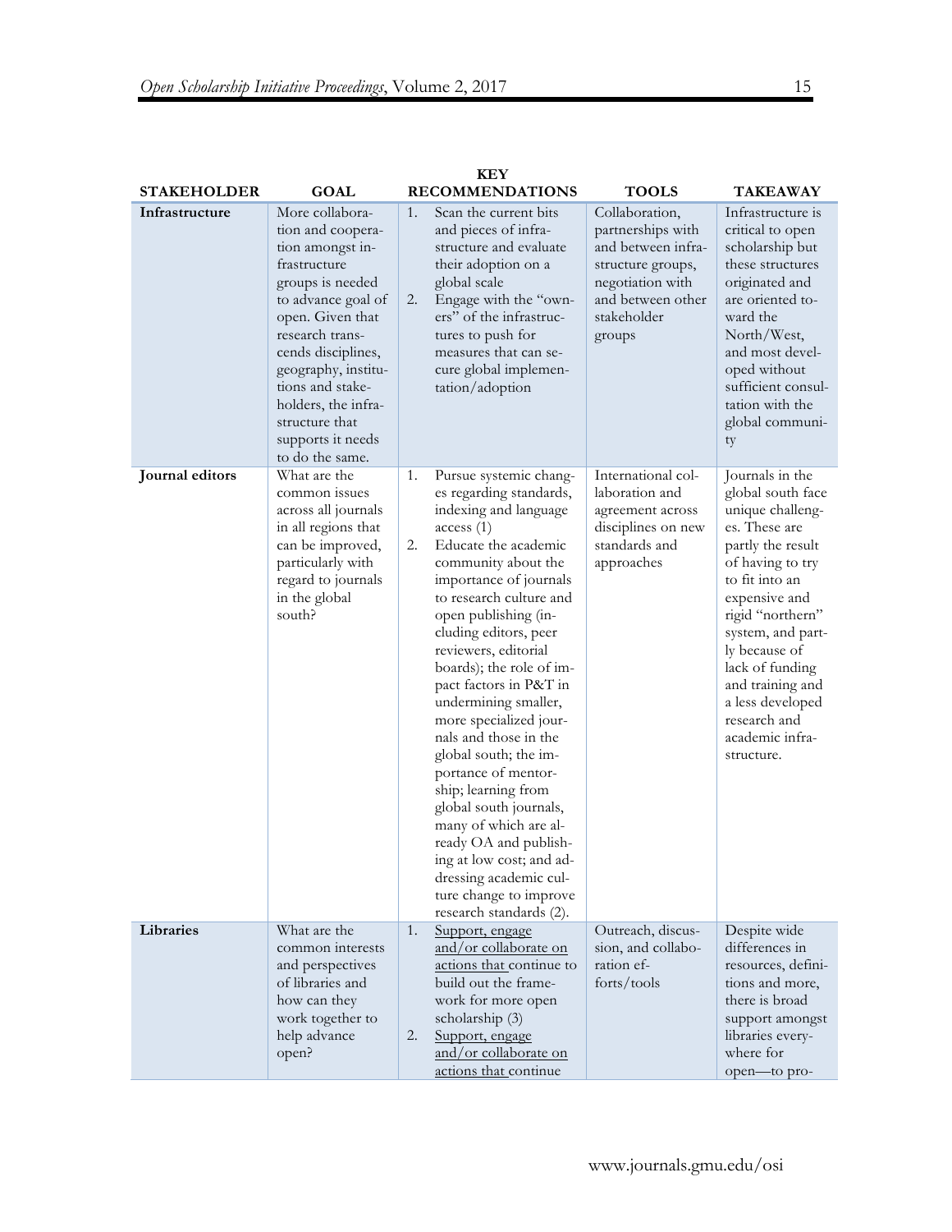| STAKEHOLDER | GOAL | KEY RECOMMENDATIONS | TOOLS | TAKEAWAY |
|---|---|---|---|---|
| **Infrastructure** | More collaboration and cooperation amongst infrastructure groups is needed to advance goal of open. Given that research transcends disciplines, geography, institutions and stakeholders, the infrastructure that supports it needs to do the same. | 1. Scan the current bits and pieces of infrastructure and evaluate their adoption on a global scale<br>2. Engage with the "owners" of the infrastructures to push for measures that can secure global implementation/adoption | Collaboration, partnerships with and between infrastructure groups, negotiation with and between other stakeholder groups | Infrastructure is critical to open scholarship but these structures originated and are oriented toward the North/West, and most developed without sufficient consultation with the global community |
| **Journal editors** | What are the common issues across all journals in all regions that can be improved, particularly with regard to journals in the global south? | 1. Pursue systemic changes regarding standards, indexing and language access (1)<br>2. Educate the academic community about the importance of journals to research culture and open publishing (including editors, peer reviewers, editorial boards); the role of impact factors in P&T in undermining smaller, more specialized journals and those in the global south; the importance of mentorship; learning from global south journals, many of which are already OA and publishing at low cost; and addressing academic culture change to improve research standards (2). | International collaboration and agreement across disciplines on new standards and approaches | Journals in the global south face unique challenges. These are partly the result of having to try to fit into an expensive and rigid "northern" system, and partly because of lack of funding and training and a less developed research and academic infrastructure. |
| **Libraries** | What are the common interests and perspectives of libraries and how can they work together to help advance open? | 1. <u>Support, engage and/or collaborate on actions that</u> continue to build out the framework for more open scholarship (3)<br>2. <u>Support, engage and/or collaborate on actions that</u> continue | Outreach, discussion, and collaboration efforts/tools | Despite wide differences in resources, definitions and more, there is broad support amongst libraries everywhere for open—to pro- |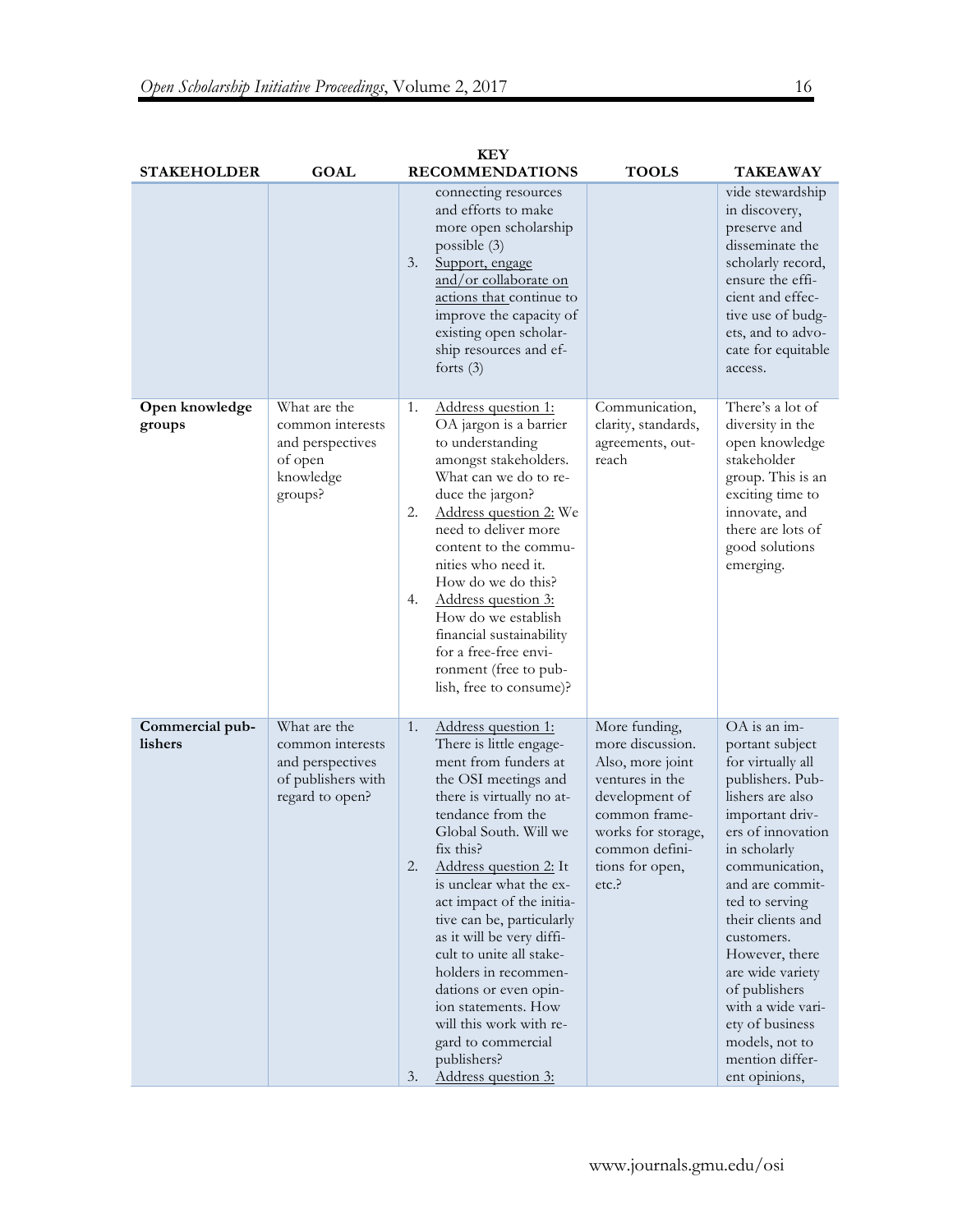| STAKEHOLDER | GOAL | KEY RECOMMENDATIONS | TOOLS | TAKEAWAY |
|---|---|---|---|---|
| | | connecting resources and efforts to make more open scholarship possible (3)<br>3. Support, engage and/or collaborate on actions that continue to improve the capacity of existing open scholarship resources and efforts (3) | | vide stewardship in discovery, preserve and disseminate the scholarly record, ensure the efficient and effective use of budgets, and to advocate for equitable access. |
| **Open knowledge groups** | What are the common interests and perspectives of open knowledge groups? | 1. Address question 1: OA jargon is a barrier to understanding amongst stakeholders. What can we do to reduce the jargon?<br>2. Address question 2: We need to deliver more content to the communities who need it. How do we do this?<br>4. Address question 3: How do we establish financial sustainability for a free-free environment (free to publish, free to consume)? | Communication, clarity, standards, agreements, outreach | There's a lot of diversity in the open knowledge stakeholder group. This is an exciting time to innovate, and there are lots of good solutions emerging. |
| **Commercial publishers** | What are the common interests and perspectives of publishers with regard to open? | 1. Address question 1: There is little engagement from funders at the OSI meetings and there is virtually no attendance from the Global South. Will we fix this?<br>2. Address question 2: It is unclear what the exact impact of the initiative can be, particularly as it will be very difficult to unite all stakeholders in recommendations or even opinion statements. How will this work with regard to commercial publishers?<br>3. Address question 3: | More funding, more discussion. Also, more joint ventures in the development of common frameworks for storage, common definitions for open, etc.? | OA is an important subject for virtually all publishers. Publishers are also important drivers of innovation in scholarly communication, and are committed to serving their clients and customers. However, there are wide variety of publishers with a wide variety of business models, not to mention different opinions, |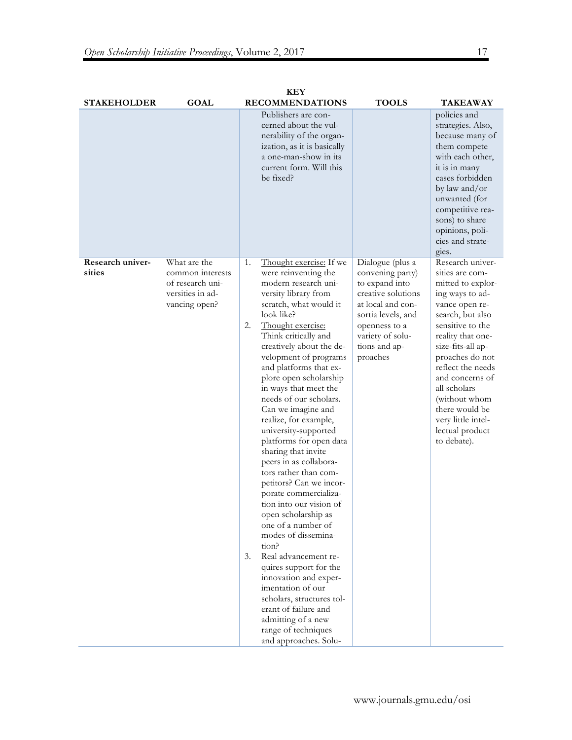| STAKEHOLDER | GOAL | KEY RECOMMENDATIONS | TOOLS | TAKEAWAY |
|---|---|---|---|---|
| | | Publishers are concerned about the vulnerability of the organization, as it is basically a one-man-show in its current form. Will this be fixed? | | policies and strategies. Also, because many of them compete with each other, it is in many cases forbidden by law and/or unwanted (for competitive reasons) to share opinions, policies and strategies. |
| **Research universities** | What are the common interests of research universities in advancing open? | 1. <u>Thought exercise:</u> If we were reinventing the modern research university library from scratch, what would it look like?<br>2. <u>Thought exercise:</u> Think critically and creatively about the development of programs and platforms that explore open scholarship in ways that meet the needs of our scholars. Can we imagine and realize, for example, university-supported platforms for open data sharing that invite peers in as collaborators rather than competitors? Can we incorporate commercialization into our vision of open scholarship as one of a number of modes of dissemination?<br>3. Real advancement requires support for the innovation and experimentation of our scholars, structures tolerant of failure and admitting of a new range of techniques and approaches. Solu- | Dialogue (plus a convening party) to expand into creative solutions at local and consortia levels, and openness to a variety of solutions and approaches | Research universities are committed to exploring ways to advance open research, but also sensitive to the reality that one-size-fits-all approaches do not reflect the needs and concerns of all scholars (without whom there would be very little intellectual product to debate). |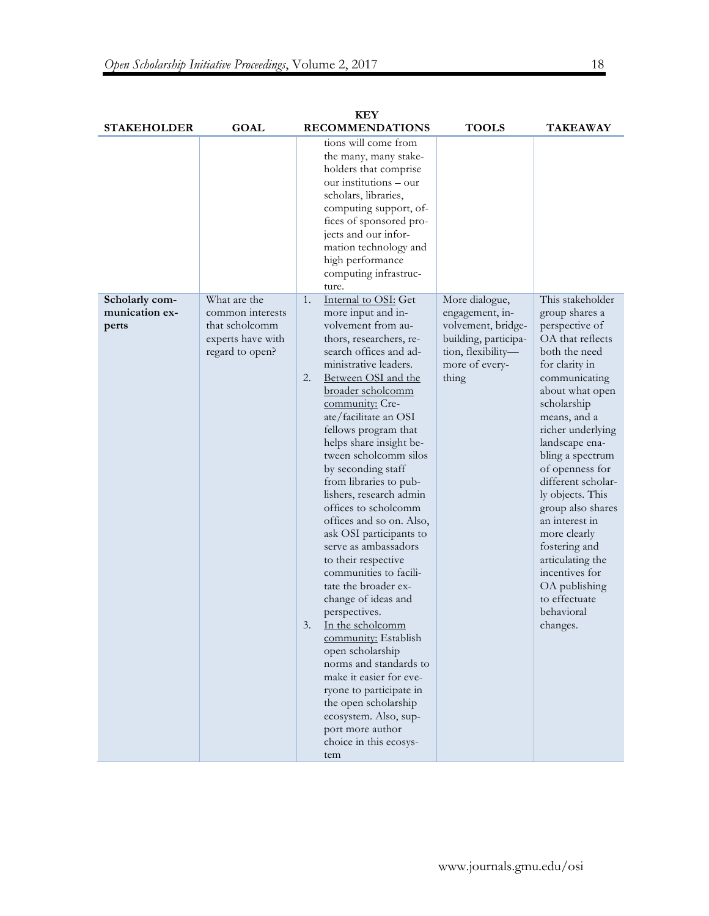| STAKEHOLDER | GOAL | KEY RECOMMENDATIONS | TOOLS | TAKEAWAY |
|---|---|---|---|---|
| | | tions will come from the many, many stakeholders that comprise our institutions – our scholars, libraries, computing support, offices of sponsored projects and our information technology and high performance computing infrastructure. | | |
| **Scholarly communication experts** | What are the common interests that scholcomm experts have with regard to open? | 1. Internal to OSI: Get more input and involvement from authors, researchers, research offices and administrative leaders. 2. Between OSI and the broader scholcomm community: Create/facilitate an OSI fellows program that helps share insight between scholcomm silos by seconding staff from libraries to publishers, research admin offices to scholcomm offices and so on. Also, ask OSI participants to serve as ambassadors to their respective communities to facilitate the broader exchange of ideas and perspectives. 3. In the scholcomm community: Establish open scholarship norms and standards to make it easier for everyone to participate in the open scholarship ecosystem. Also, support more author choice in this ecosystem | More dialogue, engagement, involvement, bridge-building, participation, flexibility—more of everything | This stakeholder group shares a perspective of OA that reflects both the need for clarity in communicating about what open scholarship means, and a richer underlying landscape enabling a spectrum of openness for different scholarly objects. This group also shares an interest in more clearly fostering and articulating the incentives for OA publishing to effectuate behavioral changes. |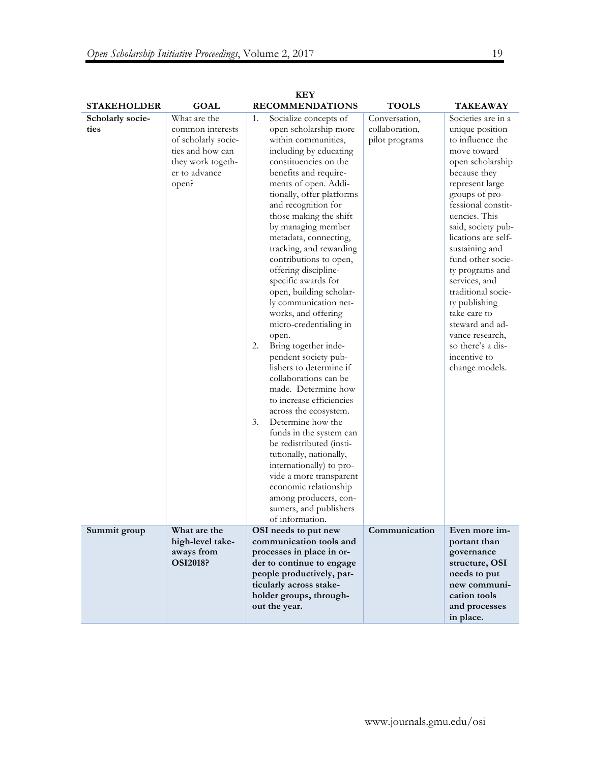| STAKEHOLDER | GOAL | KEY RECOMMENDATIONS | TOOLS | TAKEAWAY |
|---|---|---|---|---|
| **Scholarly societies** | What are the common interests of scholarly societies and how can they work together to advance open? | 1. Socialize concepts of open scholarship more within communities, including by educating constituencies on the benefits and requirements of open. Additionally, offer platforms and recognition for those making the shift by managing member metadata, connecting, tracking, and rewarding contributions to open, offering discipline-specific awards for open, building scholarly communication networks, and offering micro-credentialing in open.<br>2. Bring together independent society publishers to determine if collaborations can be made. Determine how to increase efficiencies across the ecosystem.<br>3. Determine how the funds in the system can be redistributed (institutionally, nationally, internationally) to provide a more transparent economic relationship among producers, consumers, and publishers of information. | Conversation, collaboration, pilot programs | Societies are in a unique position to influence the move toward open scholarship because they represent large groups of professional constituencies. This said, society publications are self-sustaining and fund other society programs and services, and traditional society publishing take care to steward and advance research, so there's a disincentive to change models. |
| **Summit group** | **What are the high-level takeaways from OSI2018?** | **OSI needs to put new communication tools and processes in place in order to continue to engage people productively, particularly across stakeholder groups, throughout the year.** | **Communication** | **Even more important than governance structure, OSI needs to put new communication tools and processes in place.** |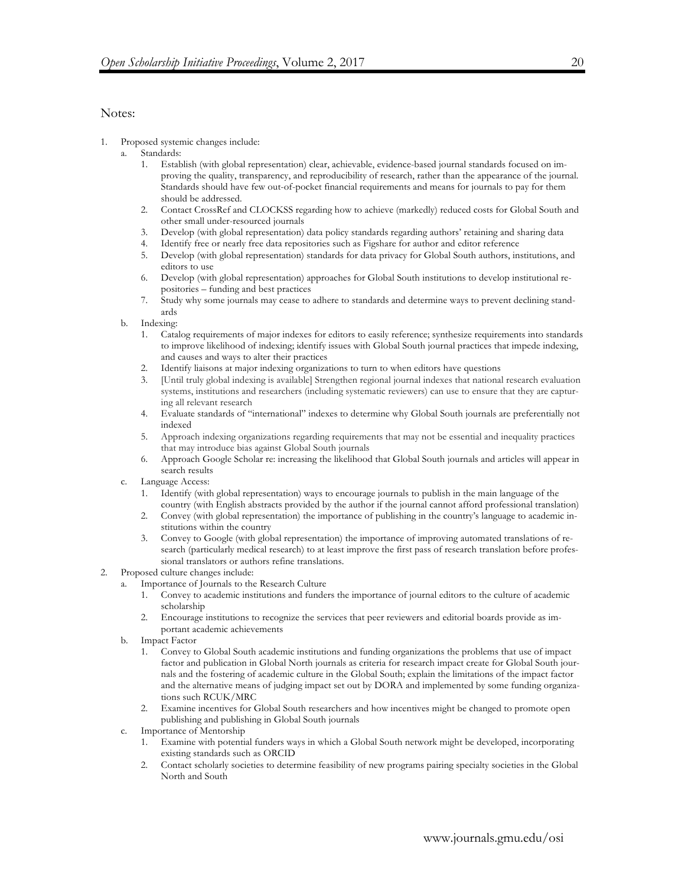Notes:

1. Proposed systemic changes include:
    a. Standards:
        1. Establish (with global representation) clear, achievable, evidence-based journal standards focused on improving the quality, transparency, and reproducibility of research, rather than the appearance of the journal. Standards should have few out-of-pocket financial requirements and means for journals to pay for them should be addressed.
        2. Contact CrossRef and CLOCKSS regarding how to achieve (markedly) reduced costs for Global South and other small under-resourced journals
        3. Develop (with global representation) data policy standards regarding authors' retaining and sharing data
        4. Identify free or nearly free data repositories such as Figshare for author and editor reference
        5. Develop (with global representation) standards for data privacy for Global South authors, institutions, and editors to use
        6. Develop (with global representation) approaches for Global South institutions to develop institutional repositories – funding and best practices
        7. Study why some journals may cease to adhere to standards and determine ways to prevent declining standards
    b. Indexing:
        1. Catalog requirements of major indexes for editors to easily reference; synthesize requirements into standards to improve likelihood of indexing; identify issues with Global South journal practices that impede indexing, and causes and ways to alter their practices
        2. Identify liaisons at major indexing organizations to turn to when editors have questions
        3. [Until truly global indexing is available] Strengthen regional journal indexes that national research evaluation systems, institutions and researchers (including systematic reviewers) can use to ensure that they are capturing all relevant research
        4. Evaluate standards of "international" indexes to determine why Global South journals are preferentially not indexed
        5. Approach indexing organizations regarding requirements that may not be essential and inequality practices that may introduce bias against Global South journals
        6. Approach Google Scholar re: increasing the likelihood that Global South journals and articles will appear in search results
    c. Language Access:
        1. Identify (with global representation) ways to encourage journals to publish in the main language of the country (with English abstracts provided by the author if the journal cannot afford professional translation)
        2. Convey (with global representation) the importance of publishing in the country's language to academic institutions within the country
        3. Convey to Google (with global representation) the importance of improving automated translations of research (particularly medical research) to at least improve the first pass of research translation before professional translators or authors refine translations.
2. Proposed culture changes include:
    a. Importance of Journals to the Research Culture
        1. Convey to academic institutions and funders the importance of journal editors to the culture of academic scholarship
        2. Encourage institutions to recognize the services that peer reviewers and editorial boards provide as important academic achievements
    b. Impact Factor
        1. Convey to Global South academic institutions and funding organizations the problems that use of impact factor and publication in Global North journals as criteria for research impact create for Global South journals and the fostering of academic culture in the Global South; explain the limitations of the impact factor and the alternative means of judging impact set out by DORA and implemented by some funding organizations such RCUK/MRC
        2. Examine incentives for Global South researchers and how incentives might be changed to promote open publishing and publishing in Global South journals
    c. Importance of Mentorship
        1. Examine with potential funders ways in which a Global South network might be developed, incorporating existing standards such as ORCID
        2. Contact scholarly societies to determine feasibility of new programs pairing specialty societies in the Global North and South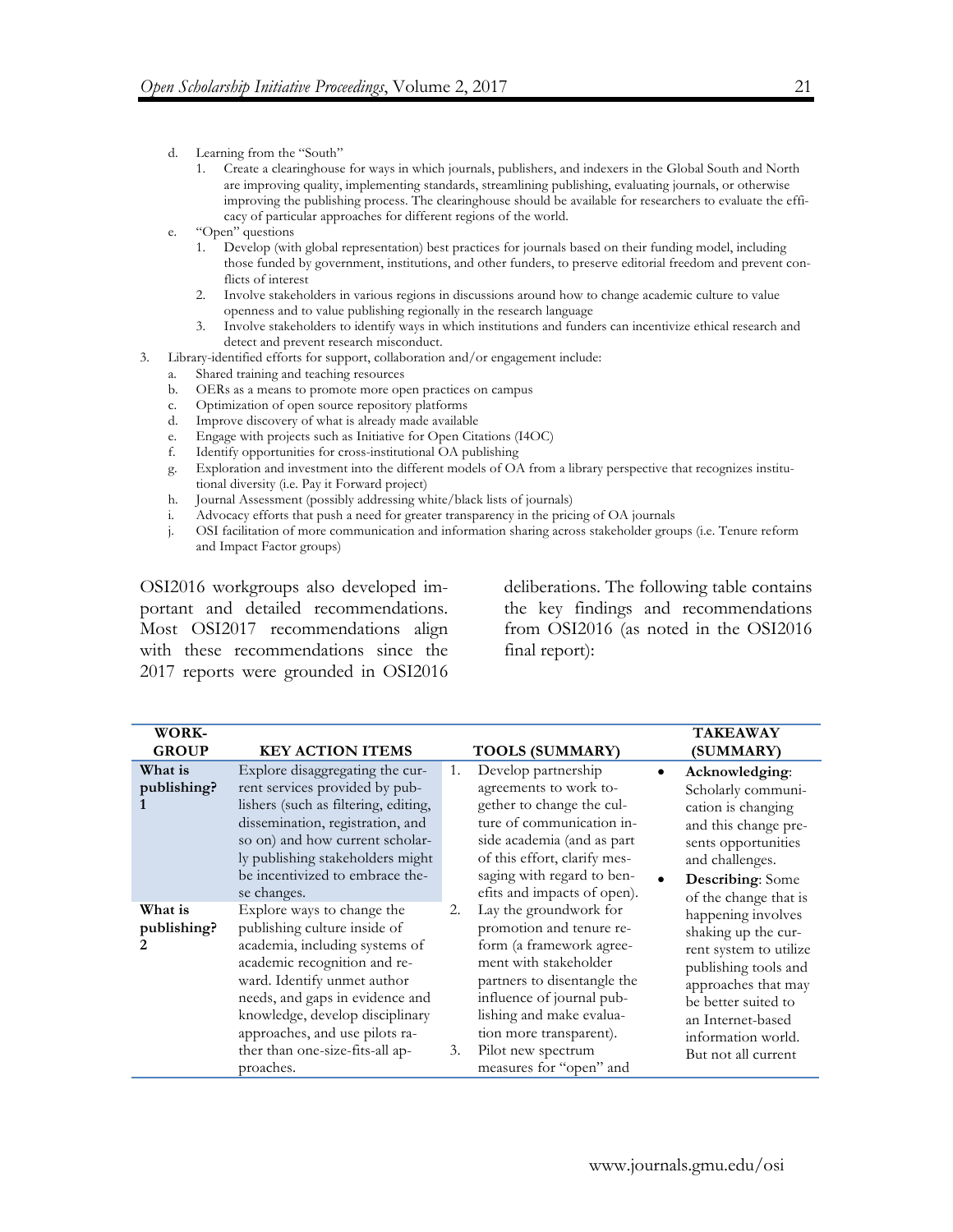d. Learning from the "South"
    1. Create a clearinghouse for ways in which journals, publishers, and indexers in the Global South and North are improving quality, implementing standards, streamlining publishing, evaluating journals, or otherwise improving the publishing process. The clearinghouse should be available for researchers to evaluate the efficacy of particular approaches for different regions of the world.

e. "Open" questions
    1. Develop (with global representation) best practices for journals based on their funding model, including those funded by government, institutions, and other funders, to preserve editorial freedom and prevent conflicts of interest
    2. Involve stakeholders in various regions in discussions around how to change academic culture to value openness and to value publishing regionally in the research language
    3. Involve stakeholders to identify ways in which institutions and funders can incentivize ethical research and detect and prevent research misconduct.

3. Library-identified efforts for support, collaboration and/or engagement include:
    a. Shared training and teaching resources
    b. OERs as a means to promote more open practices on campus
    c. Optimization of open source repository platforms
    d. Improve discovery of what is already made available
    e. Engage with projects such as Initiative for Open Citations (I4OC)
    f. Identify opportunities for cross-institutional OA publishing
    g. Exploration and investment into the different models of OA from a library perspective that recognizes institutional diversity (i.e. Pay it Forward project)
    h. Journal Assessment (possibly addressing white/black lists of journals)
    i. Advocacy efforts that push a need for greater transparency in the pricing of OA journals
    j. OSI facilitation of more communication and information sharing across stakeholder groups (i.e. Tenure reform and Impact Factor groups)

OSI2016 workgroups also developed important and detailed recommendations. Most OSI2017 recommendations align with these recommendations since the 2017 reports were grounded in OSI2016 deliberations. The following table contains the key findings and recommendations from OSI2016 (as noted in the OSI2016 final report):

| WORKGROUP | KEY ACTION ITEMS | TOOLS (SUMMARY) | TAKEAWAY (SUMMARY) |
|---|---|---|---|
| **What is publishing? 1** | Explore disaggregating the current services provided by publishers (such as filtering, editing, dissemination, registration, and so on) and how current scholarly publishing stakeholders might be incentivized to embrace these changes. | 1. Develop partnership agreements to work together to change the culture of communication inside academia (and as part of this effort, clarify messaging with regard to benefits and impacts of open). | • **Acknowledging**: Scholarly communication is changing and this change presents opportunities and challenges.<br>• **Describing**: Some of the change that is happening involves shaking up the current system to utilize publishing tools and approaches that may be better suited to an Internet-based information world. But not all current |
| **What is publishing? 2** | Explore ways to change the publishing culture inside of academia, including systems of academic recognition and reward. Identify unmet author needs, and gaps in evidence and knowledge, develop disciplinary approaches, and use pilots rather than one-size-fits-all approaches. | 2. Lay the groundwork for promotion and tenure reform (a framework agreement with stakeholder partners to disentangle the influence of journal publishing and make evaluation more transparent).<br>3. Pilot new spectrum measures for "open" and | |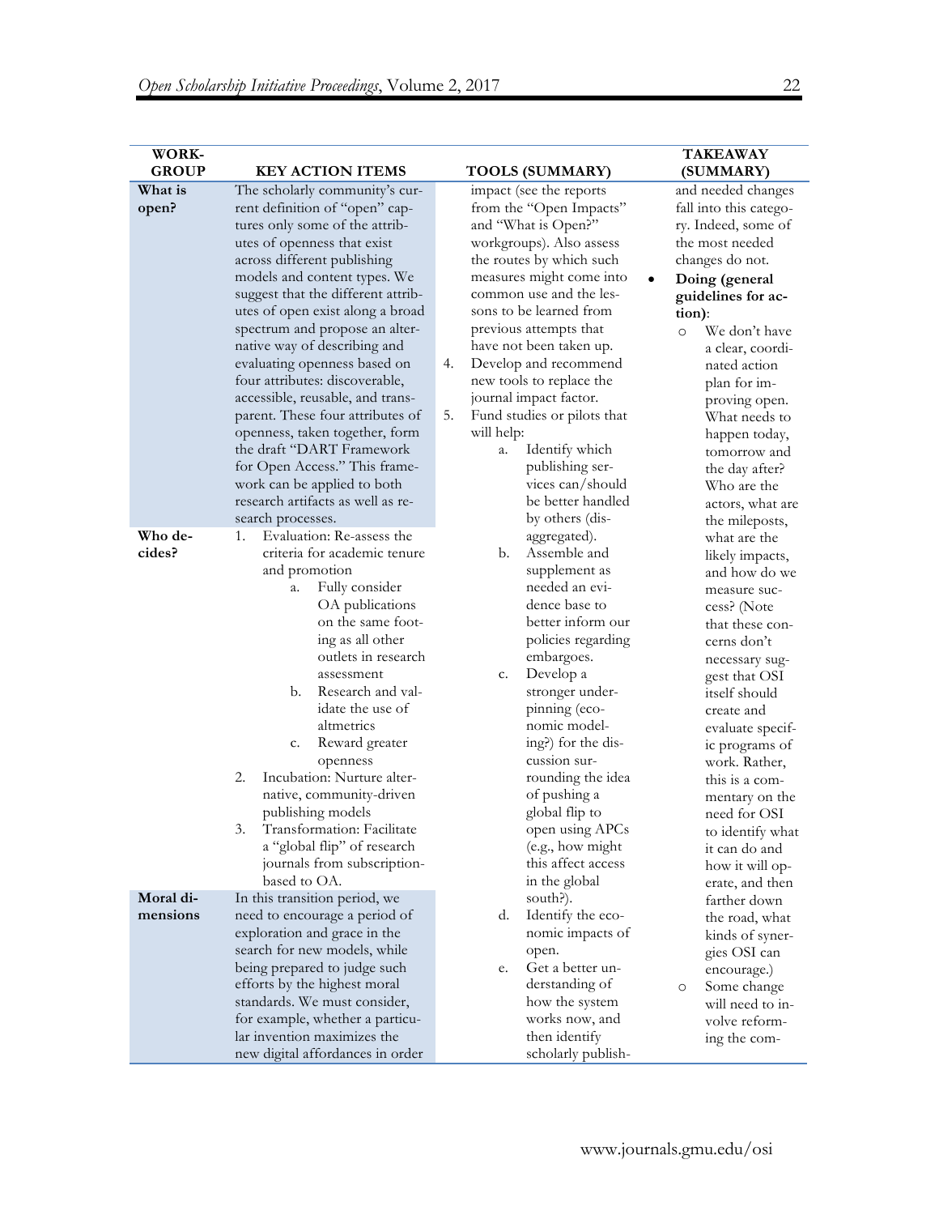| WORK-GROUP | KEY ACTION ITEMS | TOOLS (SUMMARY) | TAKEAWAY (SUMMARY) |
|---|---|---|---|
| What is open? | The scholarly community's current definition of "open" captures only some of the attributes of openness that exist across different publishing models and content types. We suggest that the different attributes of open exist along a broad spectrum and propose an alternative way of describing and evaluating openness based on four attributes: discoverable, accessible, reusable, and transparent. These four attributes of openness, taken together, form the draft "DART Framework for Open Access." This framework can be applied to both research artifacts as well as research processes. | impact (see the reports from the "Open Impacts" and "What is Open?" workgroups). Also assess the routes by which such measures might come into common use and the lessons to be learned from previous attempts that have not been taken up.<br>4. Develop and recommend new tools to replace the journal impact factor.<br>5. Fund studies or pilots that will help:<br>a. Identify which publishing services can/should be better handled by others (disaggregated).<br>b. Assemble and supplement as needed an evidence base to better inform our policies regarding embargoes.<br>c. Develop a stronger underpinning (economic modeling?) for the discussion surrounding the idea of pushing a global flip to open using APCs (e.g., how might this affect access in the global south?).<br>d. Identify the economic impacts of open.<br>e. Get a better understanding of how the system works now, and then identify scholarly publish- | and needed changes fall into this category. Indeed, some of the most needed changes do not.<br>• **Doing (general guidelines for action)**:<br>○ We don't have a clear, coordinated action plan for improving open. What needs to happen today, tomorrow and the day after? Who are the actors, what are the mileposts, what are the likely impacts, and how do we measure success? (Note that these concerns don't necessary suggest that OSI itself should create and evaluate specific programs of work. Rather, this is a commentary on the need for OSI to identify what it can do and how it will operate, and then farther down the road, what kinds of synergies OSI can encourage.)<br>○ Some change will need to involve reforming the com- |
| Who decides? | 1. Evaluation: Re-assess the criteria for academic tenure and promotion<br>a. Fully consider OA publications on the same footing as all other outlets in research assessment<br>b. Research and validate the use of altmetrics<br>c. Reward greater openness<br>2. Incubation: Nurture alternative, community-driven publishing models<br>3. Transformation: Facilitate a "global flip" of research journals from subscription-based to OA. | | |
| Moral dimensions | In this transition period, we need to encourage a period of exploration and grace in the search for new models, while being prepared to judge such efforts by the highest moral standards. We must consider, for example, whether a particular invention maximizes the new digital affordances in order | | |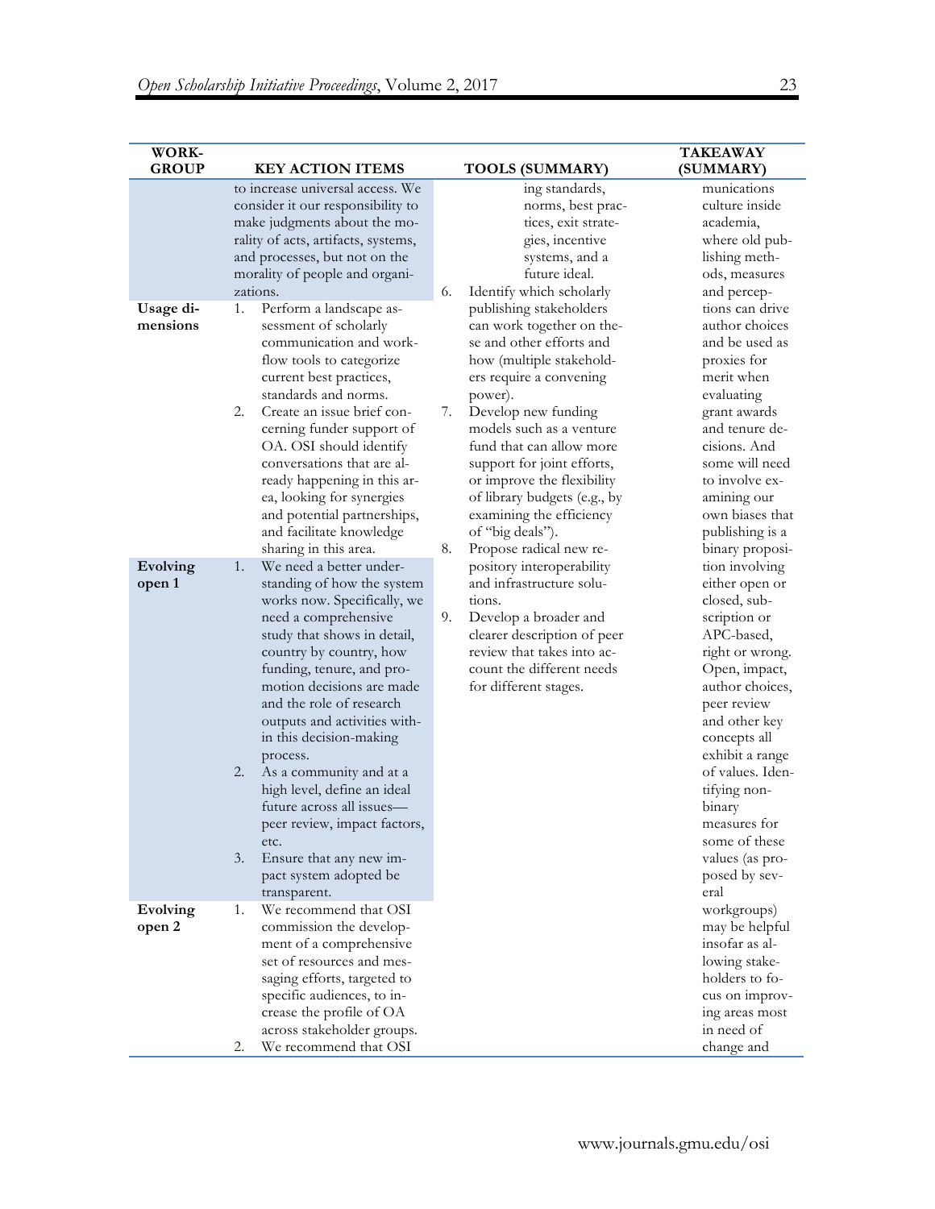| WORK-GROUP | KEY ACTION ITEMS | TOOLS (SUMMARY) | TAKEAWAY (SUMMARY) |
|---|---|---|---|
| | to increase universal access. We consider it our responsibility to make judgments about the morality of acts, artifacts, systems, and processes, but not on the morality of people and organizations. | ing standards, norms, best practices, exit strategies, incentive systems, and a future ideal.<br>6. Identify which scholarly publishing stakeholders can work together on these and other efforts and how (multiple stakeholders require a convening power).<br>7. Develop new funding models such as a venture fund that can allow more support for joint efforts, or improve the flexibility of library budgets (e.g., by examining the efficiency of "big deals").<br>8. Propose radical new repository interoperability and infrastructure solutions.<br>9. Develop a broader and clearer description of peer review that takes into account the different needs for different stages. | munications culture inside academia, where old publishing methods, measures and perceptions can drive author choices and be used as proxies for merit when evaluating grant awards and tenure decisions. And some will need to involve examining our own biases that publishing is a binary proposition involving either open or closed, subscription or APC-based, right or wrong. Open, impact, author choices, peer review and other key concepts all exhibit a range of values. Identifying non-binary measures for some of these values (as proposed by several workgroups) may be helpful insofar as allowing stakeholders to focus on improving areas most in need of change and |
| **Usage dimensions** | 1. Perform a landscape assessment of scholarly communication and workflow tools to categorize current best practices, standards and norms.<br>2. Create an issue brief concerning funder support of OA. OSI should identify conversations that are already happening in this area, looking for synergies and potential partnerships, and facilitate knowledge sharing in this area. | | |
| **Evolving open 1** | 1. We need a better understanding of how the system works now. Specifically, we need a comprehensive study that shows in detail, country by country, how funding, tenure, and promotion decisions are made and the role of research outputs and activities within this decision-making process.<br>2. As a community and at a high level, define an ideal future across all issues—peer review, impact factors, etc.<br>3. Ensure that any new impact system adopted be transparent. | | |
| **Evolving open 2** | 1. We recommend that OSI commission the development of a comprehensive set of resources and messaging efforts, targeted to specific audiences, to increase the profile of OA across stakeholder groups.<br>2. We recommend that OSI | | |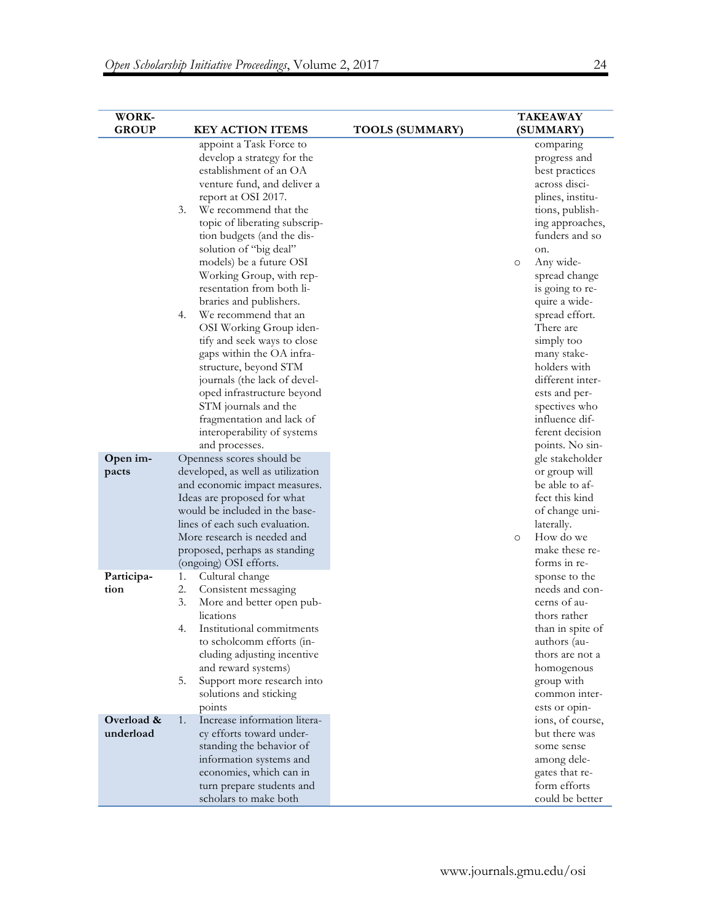| WORK-GROUP | KEY ACTION ITEMS | TOOLS (SUMMARY) | TAKEAWAY (SUMMARY) |
|---|---|---|---|
| | appoint a Task Force to develop a strategy for the establishment of an OA venture fund, and deliver a report at OSI 2017.<br>3. We recommend that the topic of liberating subscription budgets (and the dissolution of "big deal" models) be a future OSI Working Group, with representation from both libraries and publishers.<br>4. We recommend that an OSI Working Group identify and seek ways to close gaps within the OA infrastructure, beyond STM journals (the lack of developed infrastructure beyond STM journals and the fragmentation and lack of interoperability of systems and processes. | | comparing progress and best practices across disciplines, institutions, publishing approaches, funders and so on.<br>○ Any widespread change is going to require a widespread effort. There are simply too many stakeholders with different interests and perspectives who influence different decision points. No single stakeholder or group will be able to affect this kind of change unilaterally.<br>○ How do we make these reforms in response to the needs and concerns of authors rather than in spite of authors (authors are not a homogenous group with common interests or opinions, of course, but there was some sense among delegates that reform efforts could be better |
| **Open impacts** | Openness scores should be developed, as well as utilization and economic impact measures. Ideas are proposed for what would be included in the baselines of each such evaluation. More research is needed and proposed, perhaps as standing (ongoing) OSI efforts. | | |
| **Participation** | 1. Cultural change<br>2. Consistent messaging<br>3. More and better open publications<br>4. Institutional commitments to scholcomm efforts (including adjusting incentive and reward systems)<br>5. Support more research into solutions and sticking points | | |
| **Overload & underload** | 1. Increase information literacy efforts toward understanding the behavior of information systems and economies, which can in turn prepare students and scholars to make both | | |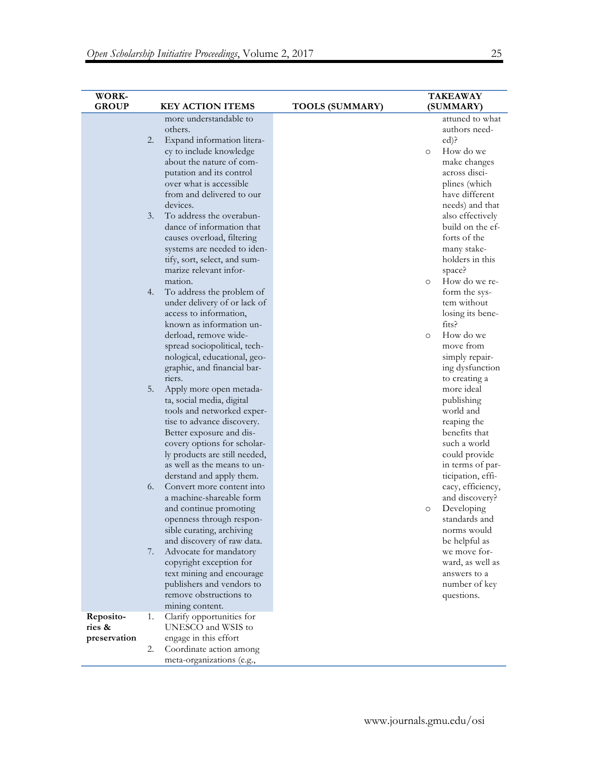| WORK-GROUP | KEY ACTION ITEMS | TOOLS (SUMMARY) | TAKEAWAY (SUMMARY) |
|---|---|---|---|
| | more understandable to others.<br>2. Expand information literacy to include knowledge about the nature of computation and its control over what is accessible from and delivered to our devices.<br>3. To address the overabundance of information that causes overload, filtering systems are needed to identify, sort, select, and summarize relevant information.<br>4. To address the problem of under delivery of or lack of access to information, known as information underload, remove widespread sociopolitical, technological, educational, geographic, and financial barriers.<br>5. Apply more open metadata, social media, digital tools and networked expertise to advance discovery. Better exposure and discovery options for scholarly products are still needed, as well as the means to understand and apply them.<br>6. Convert more content into a machine-shareable form and continue promoting openness through responsible curating, archiving and discovery of raw data.<br>7. Advocate for mandatory copyright exception for text mining and encourage publishers and vendors to remove obstructions to mining content. | | attuned to what authors needed)?<br>○ How do we make changes across disciplines (which have different needs) and that also effectively build on the efforts of the many stakeholders in this space?<br>○ How do we reform the system without losing its benefits?<br>○ How do we move from simply repairing dysfunction to creating a more ideal publishing world and reaping the benefits that such a world could provide in terms of participation, efficacy, efficiency, and discovery?<br>○ Developing standards and norms would be helpful as we move forward, as well as answers to a number of key questions. |
| **Repositories & preservation** | 1. Clarify opportunities for UNESCO and WSIS to engage in this effort<br>2. Coordinate action among meta-organizations (e.g., | | |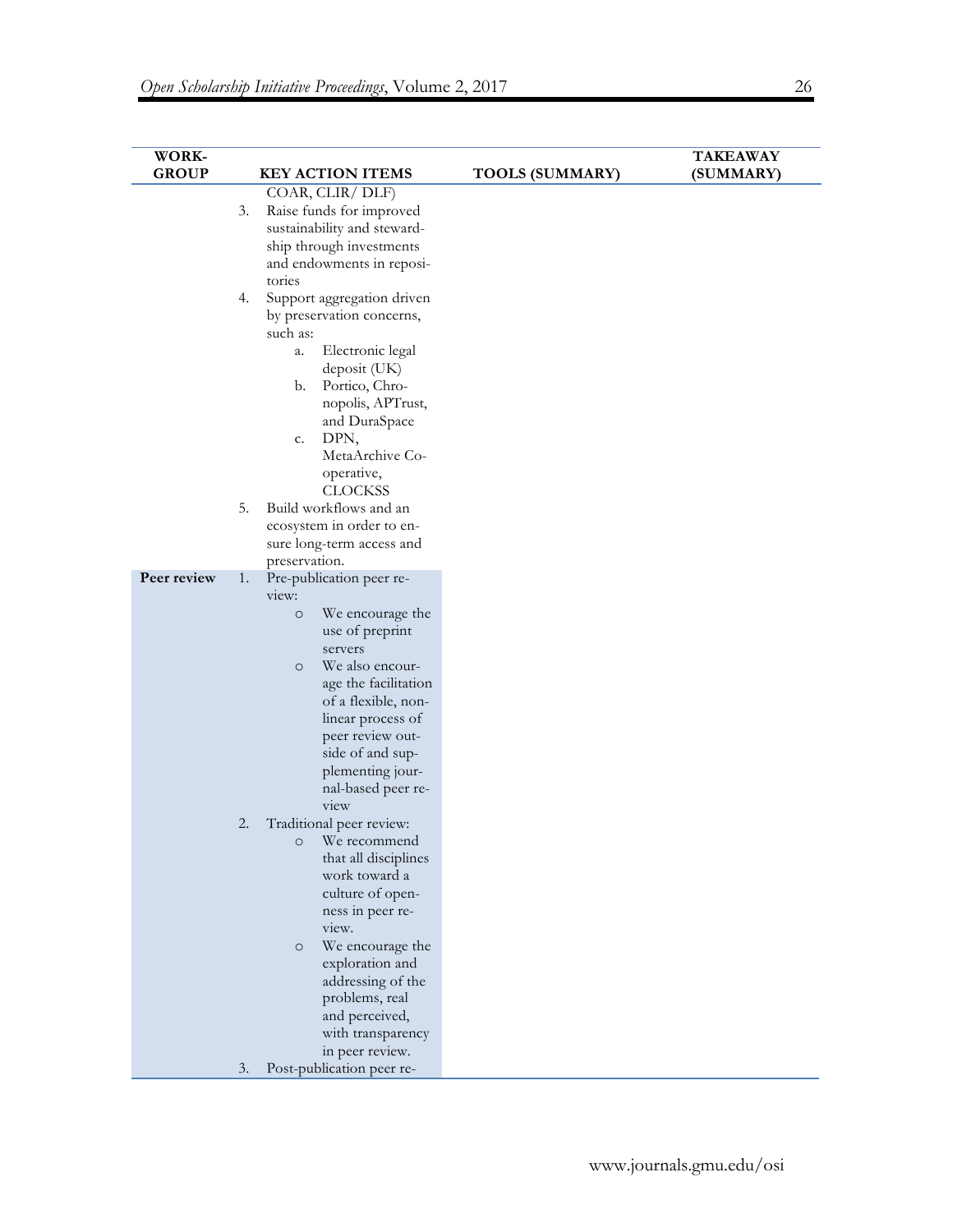| WORK-GROUP | KEY ACTION ITEMS | TOOLS (SUMMARY) | TAKEAWAY (SUMMARY) |
|---|---|---|---|
| | COAR, CLIR/ DLF)<br>3. Raise funds for improved sustainability and stewardship through investments and endowments in repositories<br>4. Support aggregation driven by preservation concerns, such as:<br>a. Electronic legal deposit (UK)<br>b. Portico, Chronopolis, APTrust, and DuraSpace<br>c. DPN, MetaArchive Co-operative, CLOCKSS<br>5. Build workflows and an ecosystem in order to ensure long-term access and preservation. | | |
| **Peer review** | 1. Pre-publication peer review:<br>○ We encourage the use of preprint servers<br>○ We also encourage the facilitation of a flexible, non-linear process of peer review outside of and supplementing journal-based peer review<br>2. Traditional peer review:<br>○ We recommend that all disciplines work toward a culture of openness in peer review.<br>○ We encourage the exploration and addressing of the problems, real and perceived, with transparency in peer review.<br>3. Post-publication peer re- | | |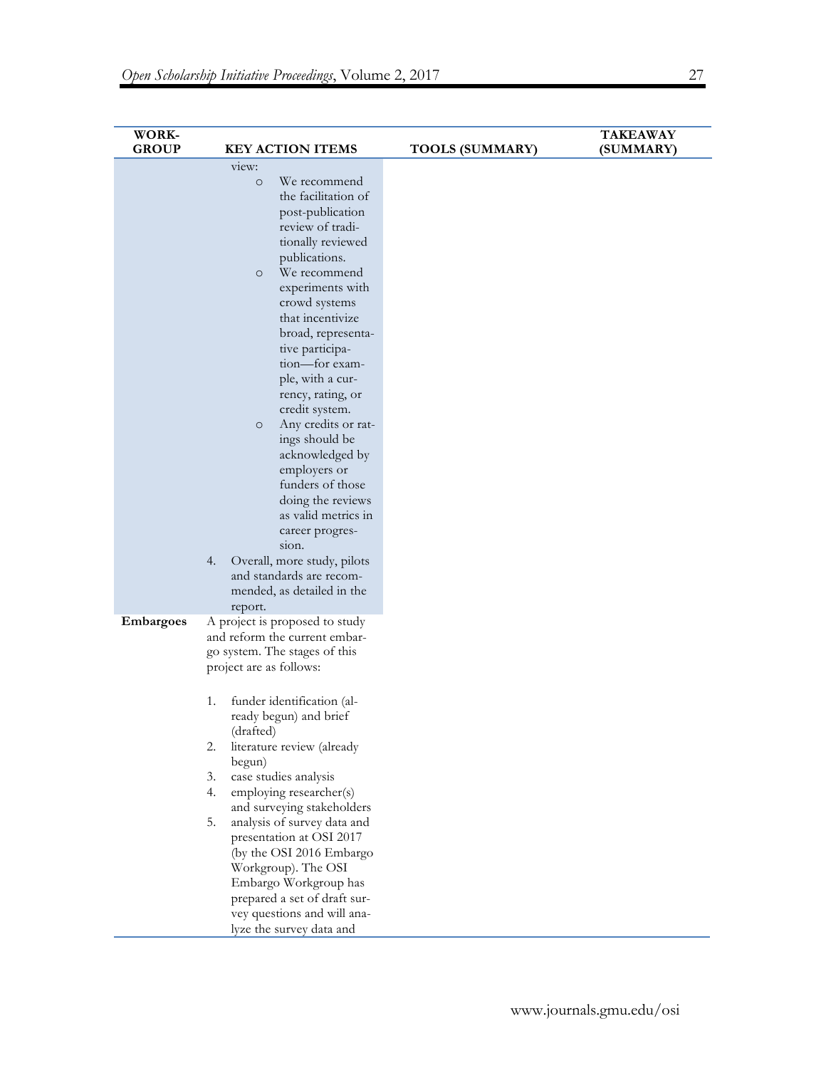| WORK-GROUP | KEY ACTION ITEMS | TOOLS (SUMMARY) | TAKEAWAY (SUMMARY) |
|---|---|---|---|
| | view:<br>○ We recommend the facilitation of post-publication review of traditionally reviewed publications.<br>○ We recommend experiments with crowd systems that incentivize broad, representative participation—for example, with a currency, rating, or credit system.<br>○ Any credits or ratings should be acknowledged by employers or funders of those doing the reviews as valid metrics in career progression.<br>4. Overall, more study, pilots and standards are recommended, as detailed in the report. | | |
| **Embargoes** | A project is proposed to study and reform the current embargo system. The stages of this project are as follows:<br><br>1. funder identification (already begun) and brief (drafted)<br>2. literature review (already begun)<br>3. case studies analysis<br>4. employing researcher(s) and surveying stakeholders<br>5. analysis of survey data and presentation at OSI 2017 (by the OSI 2016 Embargo Workgroup). The OSI Embargo Workgroup has prepared a set of draft survey questions and will analyze the survey data and | | |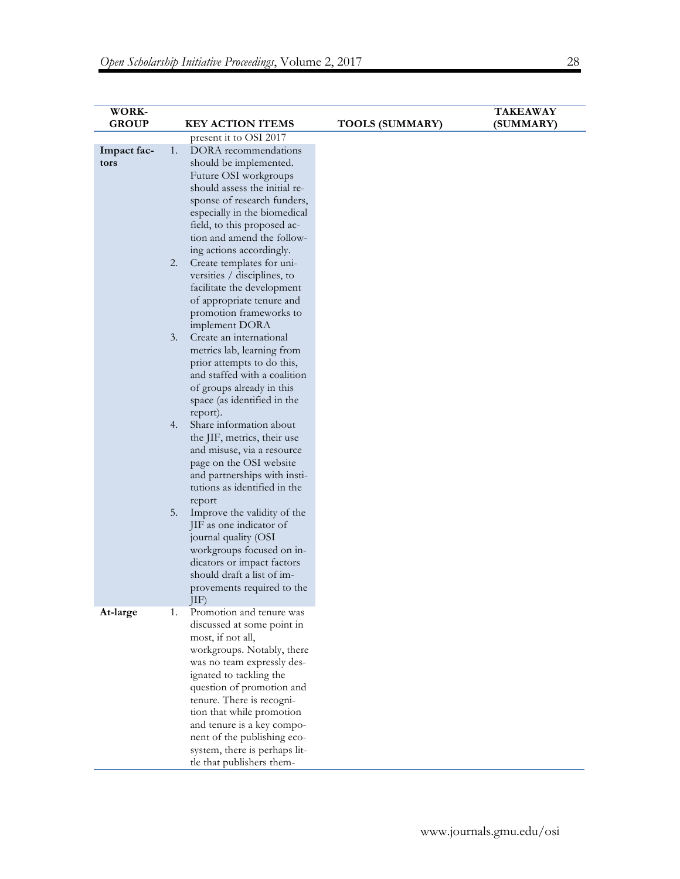| WORK-GROUP | KEY ACTION ITEMS | TOOLS (SUMMARY) | TAKEAWAY (SUMMARY) |
|---|---|---|---|
| | present it to OSI 2017 | | |
| **Impact factors** | 1. DORA recommendations should be implemented. Future OSI workgroups should assess the initial response of research funders, especially in the biomedical field, to this proposed action and amend the following actions accordingly.<br>2. Create templates for universities / disciplines, to facilitate the development of appropriate tenure and promotion frameworks to implement DORA<br>3. Create an international metrics lab, learning from prior attempts to do this, and staffed with a coalition of groups already in this space (as identified in the report).<br>4. Share information about the JIF, metrics, their use and misuse, via a resource page on the OSI website and partnerships with institutions as identified in the report<br>5. Improve the validity of the JIF as one indicator of journal quality (OSI workgroups focused on indicators or impact factors should draft a list of improvements required to the JIF) | | |
| **At-large** | 1. Promotion and tenure was discussed at some point in most, if not all, workgroups. Notably, there was no team expressly designated to tackling the question of promotion and tenure. There is recognition that while promotion and tenure is a key component of the publishing ecosystem, there is perhaps little that publishers them- | | |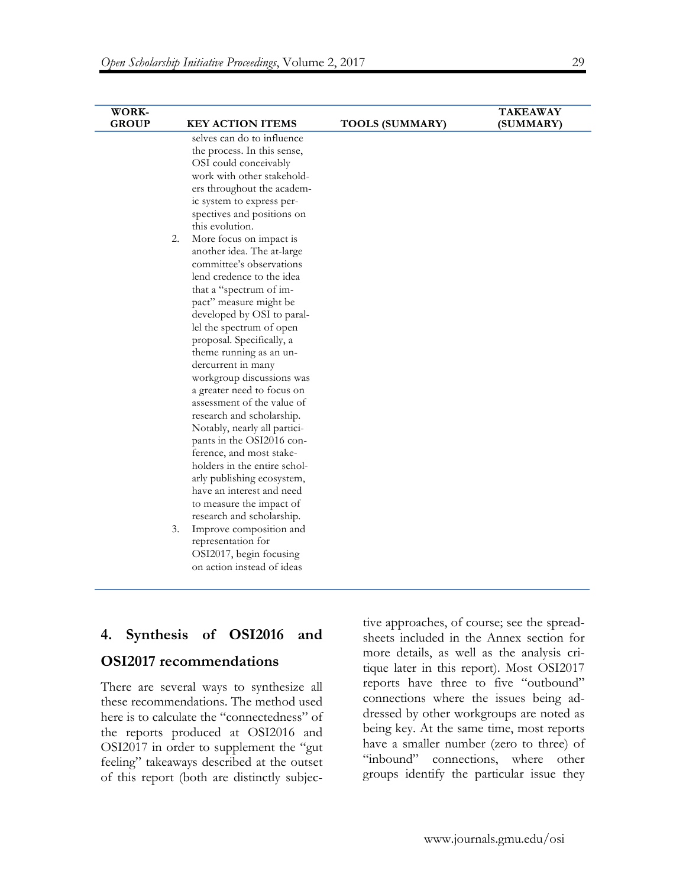| WORK-GROUP | KEY ACTION ITEMS | TOOLS (SUMMARY) | TAKEAWAY (SUMMARY) |
|---|---|---|---|
| | selves can do to influence the process. In this sense, OSI could conceivably work with other stakeholders throughout the academic system to express perspectives and positions on this evolution.<br>2. More focus on impact is another idea. The at-large committee's observations lend credence to the idea that a "spectrum of impact" measure might be developed by OSI to parallel the spectrum of open proposal. Specifically, a theme running as an undercurrent in many workgroup discussions was a greater need to focus on assessment of the value of research and scholarship. Notably, nearly all participants in the OSI2016 conference, and most stakeholders in the entire scholarly publishing ecosystem, have an interest and need to measure the impact of research and scholarship.<br>3. Improve composition and representation for OSI2017, begin focusing on action instead of ideas | | |

## 4. Synthesis of OSI2016 and OSI2017 recommendations

There are several ways to synthesize all these recommendations. The method used here is to calculate the "connectedness" of the reports produced at OSI2016 and OSI2017 in order to supplement the "gut feeling" takeaways described at the outset of this report (both are distinctly subjective approaches, of course; see the spreadsheets included in the Annex section for more details, as well as the analysis critique later in this report). Most OSI2017 reports have three to five "outbound" connections where the issues being addressed by other workgroups are noted as being key. At the same time, most reports have a smaller number (zero to three) of "inbound" connections, where other groups identify the particular issue they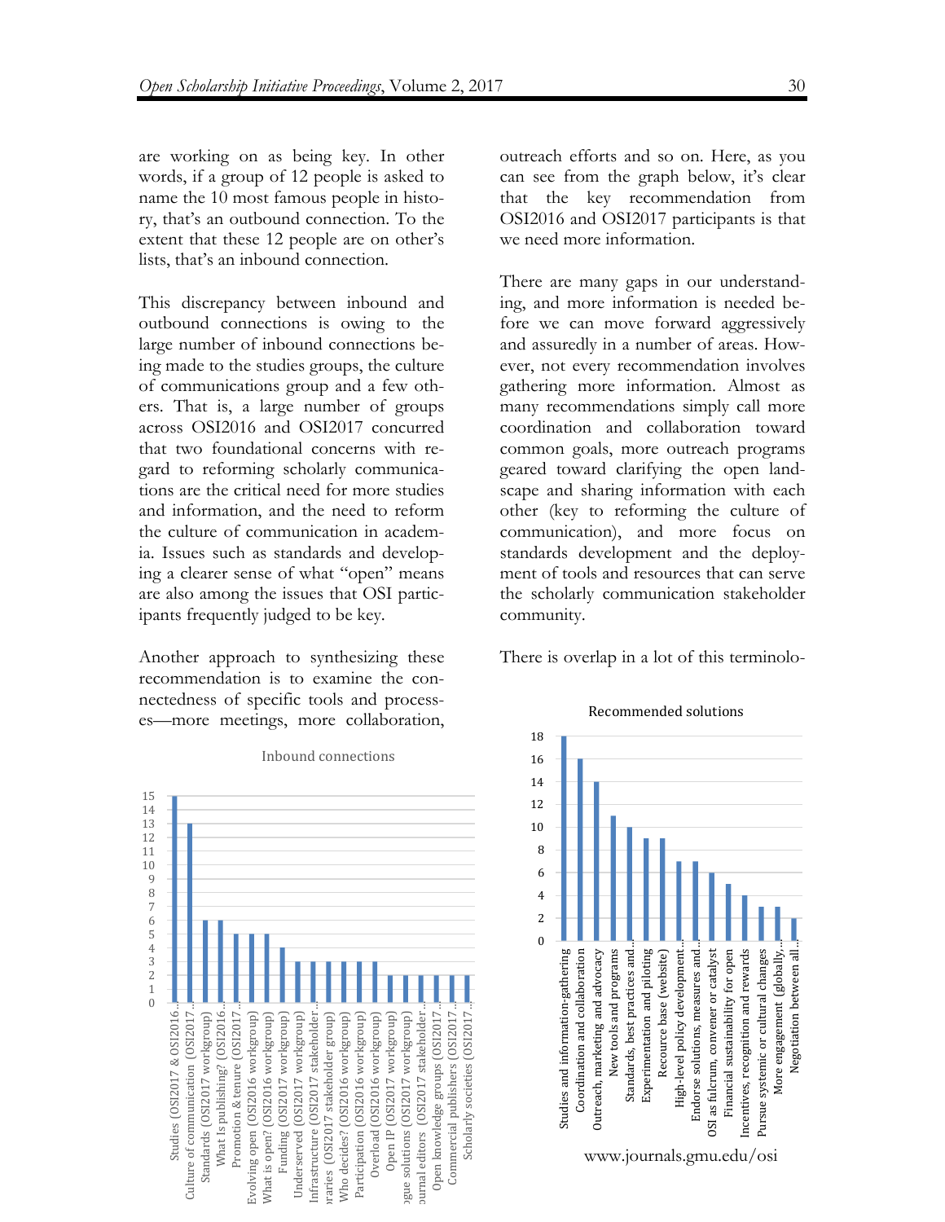are working on as being key. In other words, if a group of 12 people is asked to name the 10 most famous people in history, that's an outbound connection. To the extent that these 12 people are on other's lists, that's an inbound connection.

This discrepancy between inbound and outbound connections is owing to the large number of inbound connections being made to the studies groups, the culture of communications group and a few others. That is, a large number of groups across OSI2016 and OSI2017 concurred that two foundational concerns with regard to reforming scholarly communications are the critical need for more studies and information, and the need to reform the culture of communication in academia. Issues such as standards and developing a clearer sense of what "open" means are also among the issues that OSI participants frequently judged to be key.

Another approach to synthesizing these recommendation is to examine the connectedness of specific tools and processes—more meetings, more collaboration,

**Inbound connections**

| Group | Inbound connections |
|---|---|
| Studies (OSI2017 & OSI2016… | 15 |
| Culture of communication (OSI2017… | 13 |
| Standards (OSI2017 workgroup) | 6 |
| What Is publishing? (OSI2016… | 6 |
| Promotion & tenure (OSI2017… | 5 |
| Evolving open (OSI2016 workgroup) | 5 |
| What is open? (OSI2016 workgroup) | 5 |
| Funding (OSI2017 workgroup) | 4 |
| Underserved (OSI2017 workgroup) | 3 |
| Infrastructure (OSI2017 stakeholder… | 3 |
| …braries (OSI2017 stakeholder group) | 3 |
| Who decides? (OSI2016 workgroup) | 3 |
| Participation (OSI2016 workgroup) | 3 |
| Overload (OSI2016 workgroup) | 3 |
| Open IP (OSI2017 workgroup) | 2 |
| …ogue solutions (OSI2017 workgroup) | 2 |
| …ournal editors (OSI2017 stakeholder… | 2 |
| Open knowledge groups (OSI2017… | 2 |
| Commercial publishers (OSI2017… | 2 |
| Scholarly societies (OSI2017… | 2 |

outreach efforts and so on. Here, as you can see from the graph below, it's clear that the key recommendation from OSI2016 and OSI2017 participants is that we need more information.

There are many gaps in our understanding, and more information is needed before we can move forward aggressively and assuredly in a number of areas. However, not every recommendation involves gathering more information. Almost as many recommendations simply call more coordination and collaboration toward common goals, more outreach programs geared toward clarifying the open landscape and sharing information with each other (key to reforming the culture of communication), and more focus on standards development and the deployment of tools and resources that can serve the scholarly communication stakeholder community.

There is overlap in a lot of this terminolo-

**Recommended solutions**

| Solution | Count |
|---|---|
| Studies and information-gathering | 18 |
| Coordination and collaboration | 16 |
| Outreach, marketing and advocacy | 14 |
| New tools and programs | 11 |
| Standards, best practices and… | 10 |
| Experimentation and piloting | 9 |
| Recource base (website) | 9 |
| High-level policy development… | 7 |
| Endorse solutions, measures and… | 7 |
| OSI as fulcrum, convener or catalyst | 6 |
| Financial sustainability for open | 5 |
| Incentives, recognition and rewards | 4 |
| Pursue systemic or cultural changes | 3 |
| More engagement (globally,… | 3 |
| Negotiation between all… | 2 |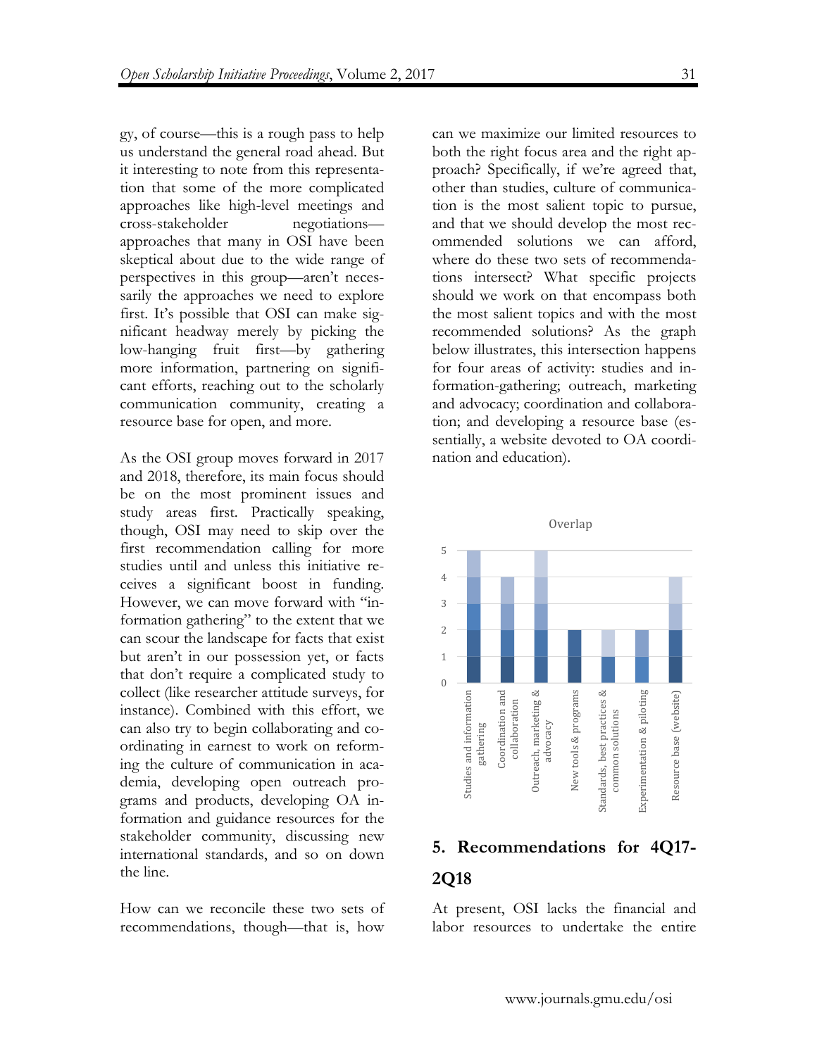gy, of course—this is a rough pass to help us understand the general road ahead. But it interesting to note from this representation that some of the more complicated approaches like high-level meetings and cross-stakeholder negotiations—approaches that many in OSI have been skeptical about due to the wide range of perspectives in this group—aren't necessarily the approaches we need to explore first. It's possible that OSI can make significant headway merely by picking the low-hanging fruit first—by gathering more information, partnering on significant efforts, reaching out to the scholarly communication community, creating a resource base for open, and more.

As the OSI group moves forward in 2017 and 2018, therefore, its main focus should be on the most prominent issues and study areas first. Practically speaking, though, OSI may need to skip over the first recommendation calling for more studies until and unless this initiative receives a significant boost in funding. However, we can move forward with "information gathering" to the extent that we can scour the landscape for facts that exist but aren't in our possession yet, or facts that don't require a complicated study to collect (like researcher attitude surveys, for instance). Combined with this effort, we can also try to begin collaborating and coordinating in earnest to work on reforming the culture of communication in academia, developing open outreach programs and products, developing OA information and guidance resources for the stakeholder community, discussing new international standards, and so on down the line.

How can we reconcile these two sets of recommendations, though—that is, how can we maximize our limited resources to both the right focus area and the right approach? Specifically, if we're agreed that, other than studies, culture of communication is the most salient topic to pursue, and that we should develop the most recommended solutions we can afford, where do these two sets of recommendations intersect? What specific projects should we work on that encompass both the most salient topics and with the most recommended solutions? As the graph below illustrates, this intersection happens for four areas of activity: studies and information-gathering; outreach, marketing and advocacy; coordination and collaboration; and developing a resource base (essentially, a website devoted to OA coordination and education).

Overlap

| Category | Overlap |
|---|---|
| Studies and information gathering | 5 |
| Coordination and collaboration | 4 |
| Outreach, marketing & advocacy | 5 |
| New tools & programs | 2 |
| Standards, best practices & common solutions | 2 |
| Experimentation & piloting | 2 |
| Resource base (website) | 4 |

## 5. Recommendations for 4Q17-2Q18

At present, OSI lacks the financial and labor resources to undertake the entire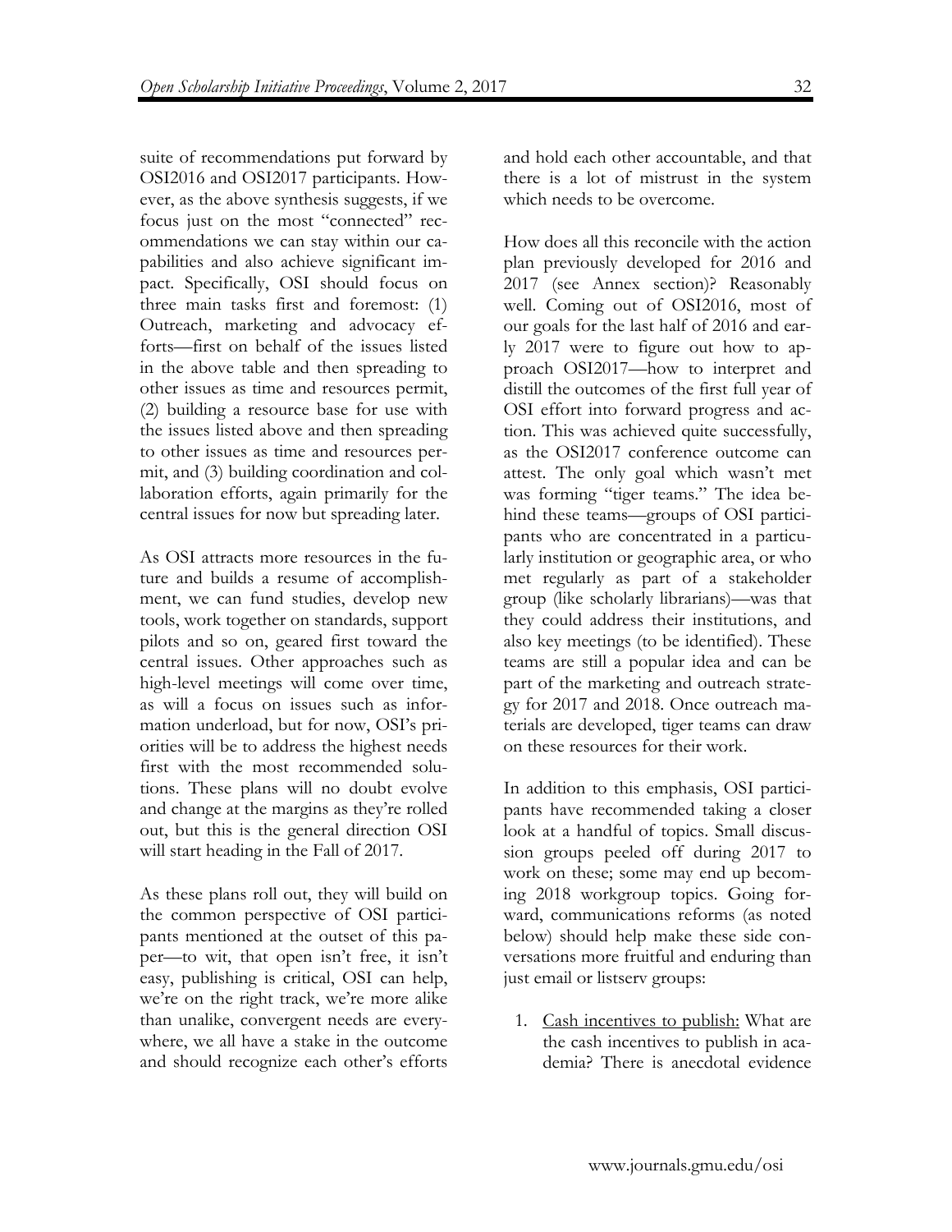suite of recommendations put forward by OSI2016 and OSI2017 participants. However, as the above synthesis suggests, if we focus just on the most "connected" recommendations we can stay within our capabilities and also achieve significant impact. Specifically, OSI should focus on three main tasks first and foremost: (1) Outreach, marketing and advocacy efforts—first on behalf of the issues listed in the above table and then spreading to other issues as time and resources permit, (2) building a resource base for use with the issues listed above and then spreading to other issues as time and resources permit, and (3) building coordination and collaboration efforts, again primarily for the central issues for now but spreading later.

As OSI attracts more resources in the future and builds a resume of accomplishment, we can fund studies, develop new tools, work together on standards, support pilots and so on, geared first toward the central issues. Other approaches such as high-level meetings will come over time, as will a focus on issues such as information underload, but for now, OSI's priorities will be to address the highest needs first with the most recommended solutions. These plans will no doubt evolve and change at the margins as they're rolled out, but this is the general direction OSI will start heading in the Fall of 2017.

As these plans roll out, they will build on the common perspective of OSI participants mentioned at the outset of this paper—to wit, that open isn't free, it isn't easy, publishing is critical, OSI can help, we're on the right track, we're more alike than unalike, convergent needs are everywhere, we all have a stake in the outcome and should recognize each other's efforts and hold each other accountable, and that there is a lot of mistrust in the system which needs to be overcome.

How does all this reconcile with the action plan previously developed for 2016 and 2017 (see Annex section)? Reasonably well. Coming out of OSI2016, most of our goals for the last half of 2016 and early 2017 were to figure out how to approach OSI2017—how to interpret and distill the outcomes of the first full year of OSI effort into forward progress and action. This was achieved quite successfully, as the OSI2017 conference outcome can attest. The only goal which wasn't met was forming "tiger teams." The idea behind these teams—groups of OSI participants who are concentrated in a particularly institution or geographic area, or who met regularly as part of a stakeholder group (like scholarly librarians)—was that they could address their institutions, and also key meetings (to be identified). These teams are still a popular idea and can be part of the marketing and outreach strategy for 2017 and 2018. Once outreach materials are developed, tiger teams can draw on these resources for their work.

In addition to this emphasis, OSI participants have recommended taking a closer look at a handful of topics. Small discussion groups peeled off during 2017 to work on these; some may end up becoming 2018 workgroup topics. Going forward, communications reforms (as noted below) should help make these side conversations more fruitful and enduring than just email or listserv groups:

1. <u>Cash incentives to publish:</u> What are the cash incentives to publish in academia? There is anecdotal evidence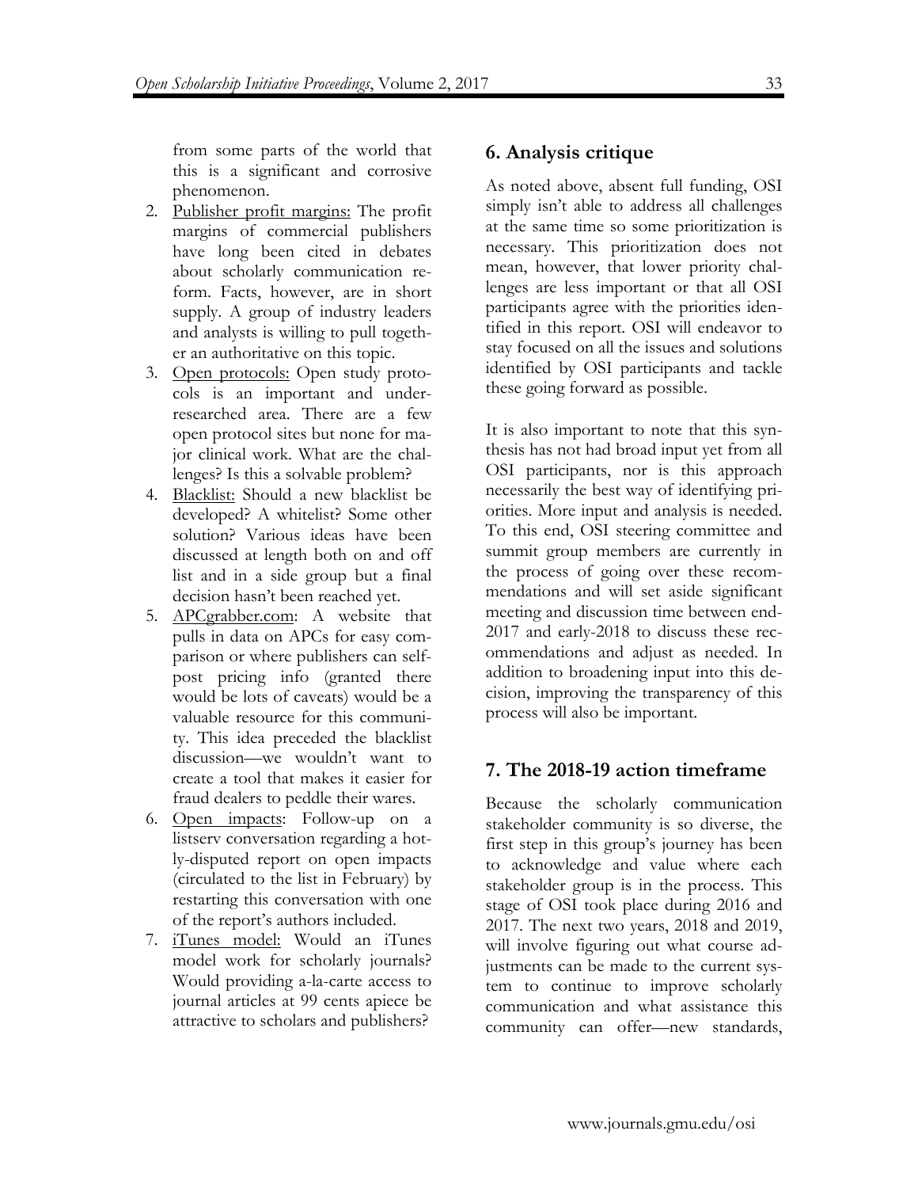from some parts of the world that this is a significant and corrosive phenomenon.

2. Publisher profit margins: The profit margins of commercial publishers have long been cited in debates about scholarly communication reform. Facts, however, are in short supply. A group of industry leaders and analysts is willing to pull together an authoritative on this topic.
3. Open protocols: Open study protocols is an important and under-researched area. There are a few open protocol sites but none for major clinical work. What are the challenges? Is this a solvable problem?
4. Blacklist: Should a new blacklist be developed? A whitelist? Some other solution? Various ideas have been discussed at length both on and off list and in a side group but a final decision hasn't been reached yet.
5. APCgrabber.com: A website that pulls in data on APCs for easy comparison or where publishers can self-post pricing info (granted there would be lots of caveats) would be a valuable resource for this community. This idea preceded the blacklist discussion—we wouldn't want to create a tool that makes it easier for fraud dealers to peddle their wares.
6. Open impacts: Follow-up on a listserv conversation regarding a hotly-disputed report on open impacts (circulated to the list in February) by restarting this conversation with one of the report's authors included.
7. iTunes model: Would an iTunes model work for scholarly journals? Would providing a-la-carte access to journal articles at 99 cents apiece be attractive to scholars and publishers?

## 6. Analysis critique

As noted above, absent full funding, OSI simply isn't able to address all challenges at the same time so some prioritization is necessary. This prioritization does not mean, however, that lower priority challenges are less important or that all OSI participants agree with the priorities identified in this report. OSI will endeavor to stay focused on all the issues and solutions identified by OSI participants and tackle these going forward as possible.

It is also important to note that this synthesis has not had broad input yet from all OSI participants, nor is this approach necessarily the best way of identifying priorities. More input and analysis is needed. To this end, OSI steering committee and summit group members are currently in the process of going over these recommendations and will set aside significant meeting and discussion time between end-2017 and early-2018 to discuss these recommendations and adjust as needed. In addition to broadening input into this decision, improving the transparency of this process will also be important.

## 7. The 2018-19 action timeframe

Because the scholarly communication stakeholder community is so diverse, the first step in this group's journey has been to acknowledge and value where each stakeholder group is in the process. This stage of OSI took place during 2016 and 2017. The next two years, 2018 and 2019, will involve figuring out what course adjustments can be made to the current system to continue to improve scholarly communication and what assistance this community can offer—new standards,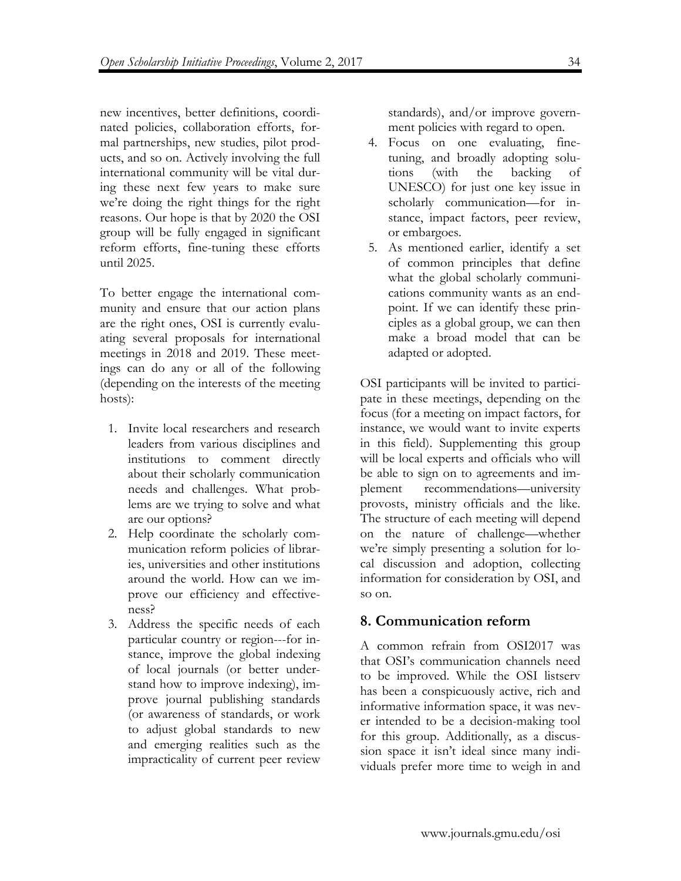new incentives, better definitions, coordinated policies, collaboration efforts, formal partnerships, new studies, pilot products, and so on. Actively involving the full international community will be vital during these next few years to make sure we're doing the right things for the right reasons. Our hope is that by 2020 the OSI group will be fully engaged in significant reform efforts, fine-tuning these efforts until 2025.

To better engage the international community and ensure that our action plans are the right ones, OSI is currently evaluating several proposals for international meetings in 2018 and 2019. These meetings can do any or all of the following (depending on the interests of the meeting hosts):

1. Invite local researchers and research leaders from various disciplines and institutions to comment directly about their scholarly communication needs and challenges. What problems are we trying to solve and what are our options?
2. Help coordinate the scholarly communication reform policies of libraries, universities and other institutions around the world. How can we improve our efficiency and effectiveness?
3. Address the specific needs of each particular country or region---for instance, improve the global indexing of local journals (or better understand how to improve indexing), improve journal publishing standards (or awareness of standards, or work to adjust global standards to new and emerging realities such as the impracticality of current peer review standards), and/or improve government policies with regard to open.
4. Focus on one evaluating, fine-tuning, and broadly adopting solutions (with the backing of UNESCO) for just one key issue in scholarly communication—for instance, impact factors, peer review, or embargoes.
5. As mentioned earlier, identify a set of common principles that define what the global scholarly communications community wants as an endpoint. If we can identify these principles as a global group, we can then make a broad model that can be adapted or adopted.

OSI participants will be invited to participate in these meetings, depending on the focus (for a meeting on impact factors, for instance, we would want to invite experts in this field). Supplementing this group will be local experts and officials who will be able to sign on to agreements and implement recommendations—university provosts, ministry officials and the like. The structure of each meeting will depend on the nature of challenge—whether we're simply presenting a solution for local discussion and adoption, collecting information for consideration by OSI, and so on.

## 8. Communication reform

A common refrain from OSI2017 was that OSI's communication channels need to be improved. While the OSI listserv has been a conspicuously active, rich and informative information space, it was never intended to be a decision-making tool for this group. Additionally, as a discussion space it isn't ideal since many individuals prefer more time to weigh in and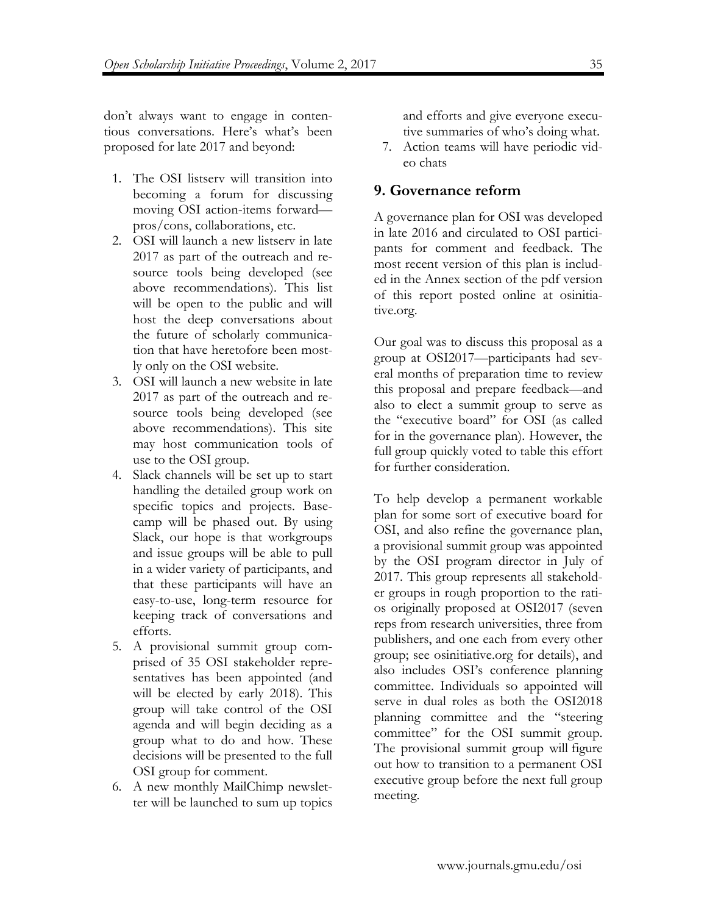don't always want to engage in contentious conversations. Here's what's been proposed for late 2017 and beyond:

1. The OSI listserv will transition into becoming a forum for discussing moving OSI action-items forward—pros/cons, collaborations, etc.
2. OSI will launch a new listserv in late 2017 as part of the outreach and resource tools being developed (see above recommendations). This list will be open to the public and will host the deep conversations about the future of scholarly communication that have heretofore been mostly only on the OSI website.
3. OSI will launch a new website in late 2017 as part of the outreach and resource tools being developed (see above recommendations). This site may host communication tools of use to the OSI group.
4. Slack channels will be set up to start handling the detailed group work on specific topics and projects. Basecamp will be phased out. By using Slack, our hope is that workgroups and issue groups will be able to pull in a wider variety of participants, and that these participants will have an easy-to-use, long-term resource for keeping track of conversations and efforts.
5. A provisional summit group comprised of 35 OSI stakeholder representatives has been appointed (and will be elected by early 2018). This group will take control of the OSI agenda and will begin deciding as a group what to do and how. These decisions will be presented to the full OSI group for comment.
6. A new monthly MailChimp newsletter will be launched to sum up topics and efforts and give everyone executive summaries of who's doing what.
7. Action teams will have periodic video chats

## 9. Governance reform

A governance plan for OSI was developed in late 2016 and circulated to OSI participants for comment and feedback. The most recent version of this plan is included in the Annex section of the pdf version of this report posted online at osinitiative.org.

Our goal was to discuss this proposal as a group at OSI2017—participants had several months of preparation time to review this proposal and prepare feedback—and also to elect a summit group to serve as the "executive board" for OSI (as called for in the governance plan). However, the full group quickly voted to table this effort for further consideration.

To help develop a permanent workable plan for some sort of executive board for OSI, and also refine the governance plan, a provisional summit group was appointed by the OSI program director in July of 2017. This group represents all stakeholder groups in rough proportion to the ratios originally proposed at OSI2017 (seven reps from research universities, three from publishers, and one each from every other group; see osinitiative.org for details), and also includes OSI's conference planning committee. Individuals so appointed will serve in dual roles as both the OSI2018 planning committee and the "steering committee" for the OSI summit group. The provisional summit group will figure out how to transition to a permanent OSI executive group before the next full group meeting.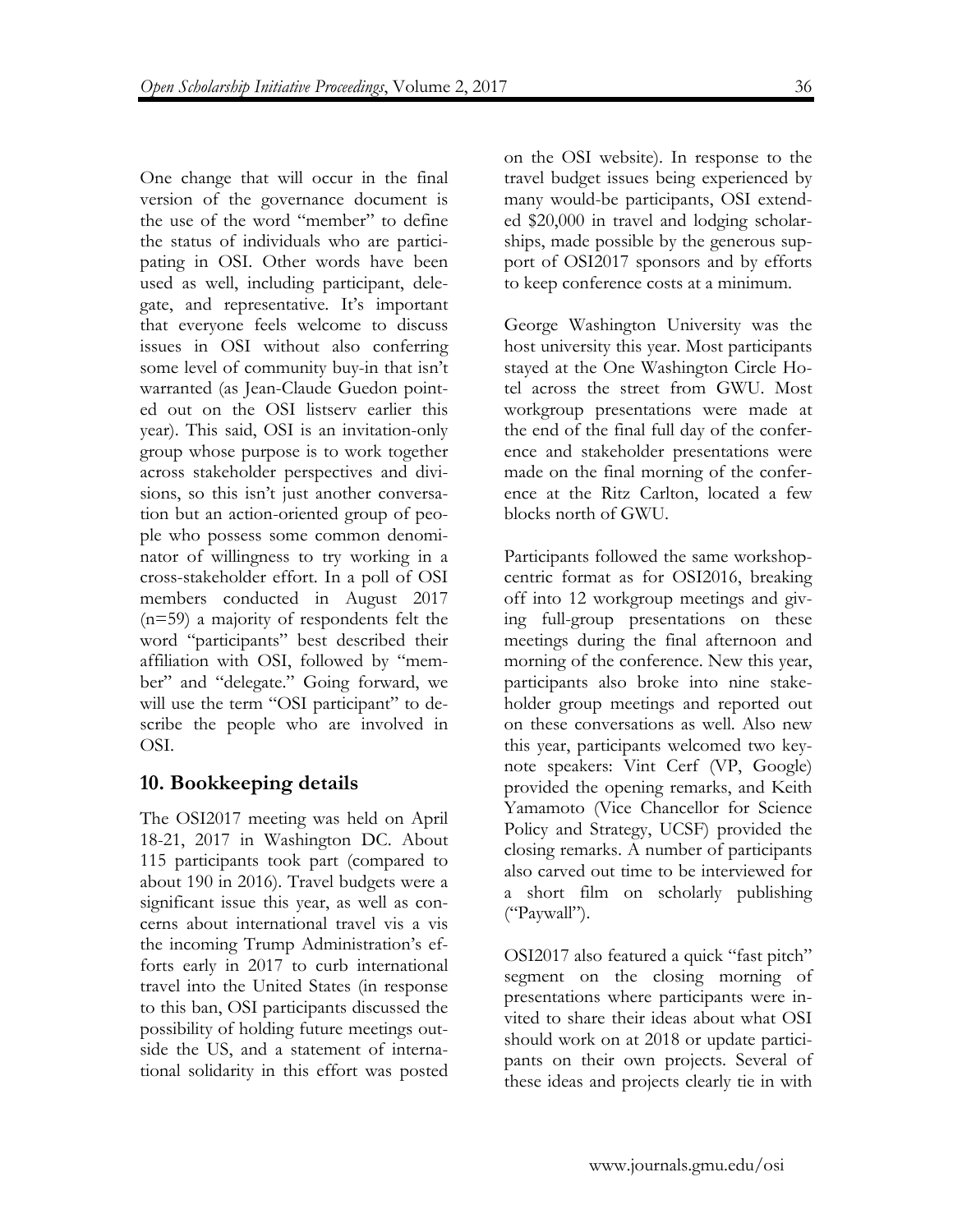One change that will occur in the final version of the governance document is the use of the word "member" to define the status of individuals who are participating in OSI. Other words have been used as well, including participant, delegate, and representative. It's important that everyone feels welcome to discuss issues in OSI without also conferring some level of community buy-in that isn't warranted (as Jean-Claude Guedon pointed out on the OSI listserv earlier this year). This said, OSI is an invitation-only group whose purpose is to work together across stakeholder perspectives and divisions, so this isn't just another conversation but an action-oriented group of people who possess some common denominator of willingness to try working in a cross-stakeholder effort. In a poll of OSI members conducted in August 2017 (n=59) a majority of respondents felt the word "participants" best described their affiliation with OSI, followed by "member" and "delegate." Going forward, we will use the term "OSI participant" to describe the people who are involved in OSI.

## 10. Bookkeeping details

The OSI2017 meeting was held on April 18-21, 2017 in Washington DC. About 115 participants took part (compared to about 190 in 2016). Travel budgets were a significant issue this year, as well as concerns about international travel vis a vis the incoming Trump Administration's efforts early in 2017 to curb international travel into the United States (in response to this ban, OSI participants discussed the possibility of holding future meetings outside the US, and a statement of international solidarity in this effort was posted on the OSI website). In response to the travel budget issues being experienced by many would-be participants, OSI extended $20,000 in travel and lodging scholarships, made possible by the generous support of OSI2017 sponsors and by efforts to keep conference costs at a minimum.

George Washington University was the host university this year. Most participants stayed at the One Washington Circle Hotel across the street from GWU. Most workgroup presentations were made at the end of the final full day of the conference and stakeholder presentations were made on the final morning of the conference at the Ritz Carlton, located a few blocks north of GWU.

Participants followed the same workshop-centric format as for OSI2016, breaking off into 12 workgroup meetings and giving full-group presentations on these meetings during the final afternoon and morning of the conference. New this year, participants also broke into nine stakeholder group meetings and reported out on these conversations as well. Also new this year, participants welcomed two keynote speakers: Vint Cerf (VP, Google) provided the opening remarks, and Keith Yamamoto (Vice Chancellor for Science Policy and Strategy, UCSF) provided the closing remarks. A number of participants also carved out time to be interviewed for a short film on scholarly publishing ("Paywall").

OSI2017 also featured a quick "fast pitch" segment on the closing morning of presentations where participants were invited to share their ideas about what OSI should work on at 2018 or update participants on their own projects. Several of these ideas and projects clearly tie in with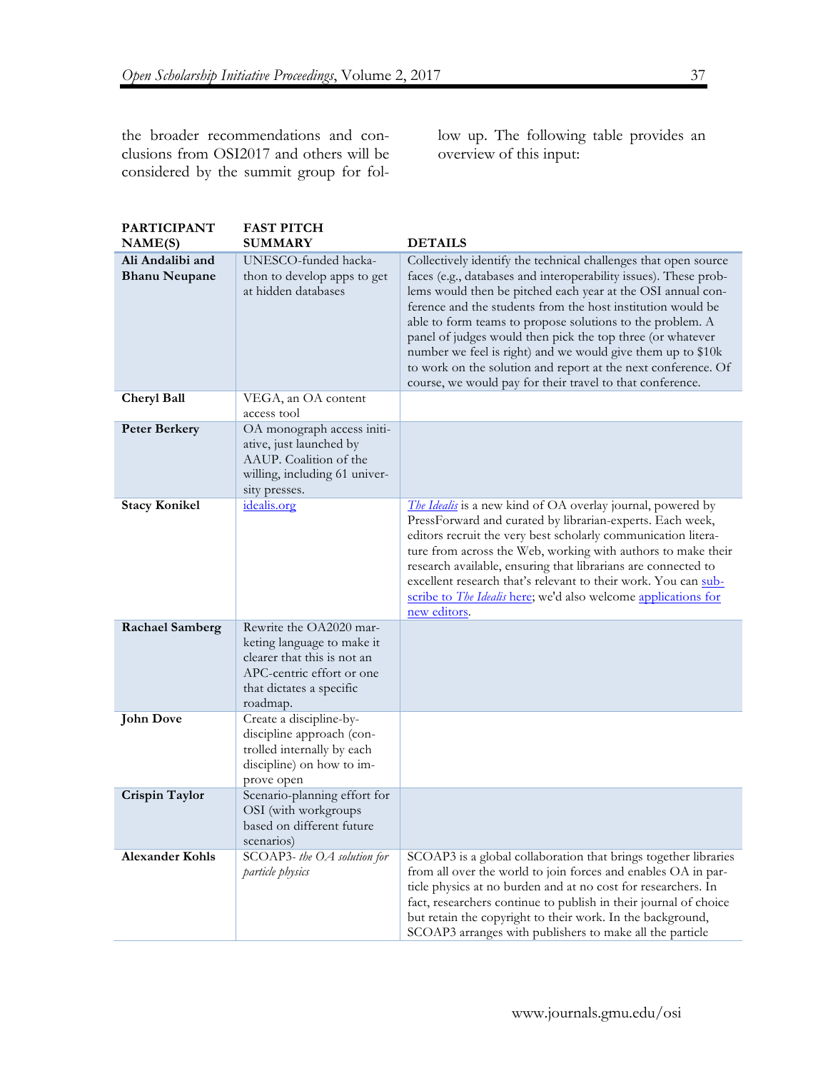the broader recommendations and conclusions from OSI2017 and others will be considered by the summit group for follow up. The following table provides an overview of this input:

| PARTICIPANT NAME(S) | FAST PITCH SUMMARY | DETAILS |
|---|---|---|
| **Ali Andalibi and Bhanu Neupane** | UNESCO-funded hackathon to develop apps to get at hidden databases | Collectively identify the technical challenges that open source faces (e.g., databases and interoperability issues). These problems would then be pitched each year at the OSI annual conference and the students from the host institution would be able to form teams to propose solutions to the problem. A panel of judges would then pick the top three (or whatever number we feel is right) and we would give them up to $10k to work on the solution and report at the next conference. Of course, we would pay for their travel to that conference. |
| **Cheryl Ball** | VEGA, an OA content access tool | |
| **Peter Berkery** | OA monograph access initiative, just launched by AAUP. Coalition of the willing, including 61 university presses. | |
| **Stacy Konikel** | idealis.org | *The Idealis* is a new kind of OA overlay journal, powered by PressForward and curated by librarian-experts. Each week, editors recruit the very best scholarly communication literature from across the Web, working with authors to make their research available, ensuring that librarians are connected to excellent research that's relevant to their work. You can subscribe to *The Idealis* here; we'd also welcome applications for new editors. |
| **Rachael Samberg** | Rewrite the OA2020 marketing language to make it clearer that this is not an APC-centric effort or one that dictates a specific roadmap. | |
| **John Dove** | Create a discipline-by-discipline approach (controlled internally by each discipline) on how to improve open | |
| **Crispin Taylor** | Scenario-planning effort for OSI (with workgroups based on different future scenarios) | |
| **Alexander Kohls** | SCOAP3- *the OA solution for particle physics* | SCOAP3 is a global collaboration that brings together libraries from all over the world to join forces and enables OA in particle physics at no burden and at no cost for researchers. In fact, researchers continue to publish in their journal of choice but retain the copyright to their work. In the background, SCOAP3 arranges with publishers to make all the particle |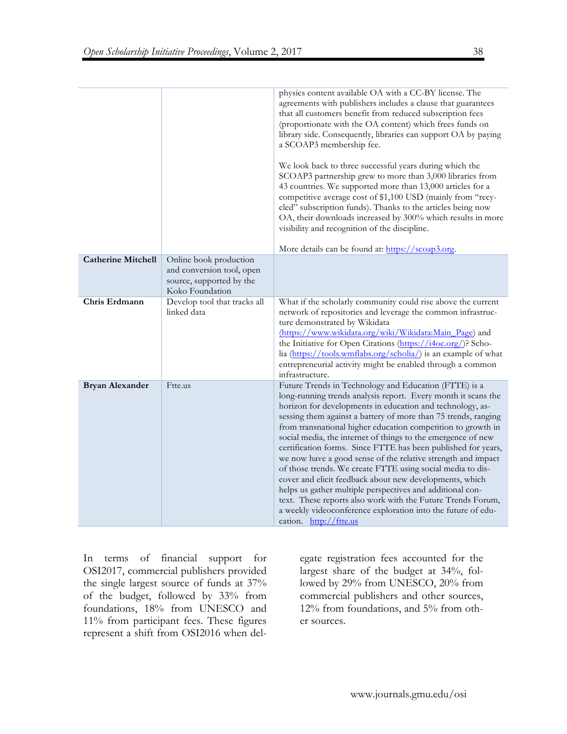| | | |
|---|---|---|
| | | physics content available OA with a CC-BY license. The agreements with publishers includes a clause that guarantees that all customers benefit from reduced subscription fees (proportionate with the OA content) which frees funds on library side. Consequently, libraries can support OA by paying a SCOAP3 membership fee.<br><br>We look back to three successful years during which the SCOAP3 partnership grew to more than 3,000 libraries from 43 countries. We supported more than 13,000 articles for a competitive average cost of $1,100 USD (mainly from "recycled" subscription funds). Thanks to the articles being now OA, their downloads increased by 300% which results in more visibility and recognition of the discipline.<br><br>More details can be found at: https://scoap3.org. |
| **Catherine Mitchell** | Online book production and conversion tool, open source, supported by the Koko Foundation | |
| **Chris Erdmann** | Develop tool that tracks all linked data | What if the scholarly community could rise above the current network of repositories and leverage the common infrastructure demonstrated by Wikidata (https://www.wikidata.org/wiki/Wikidata:Main_Page) and the Initiative for Open Citations (https://i4oc.org/)? Scholia (https://tools.wmflabs.org/scholia/) is an example of what entrepreneurial activity might be enabled through a common infrastructure. |
| **Bryan Alexander** | Ftte.us | Future Trends in Technology and Education (FTTE) is a long-running trends analysis report. Every month it scans the horizon for developments in education and technology, assessing them against a battery of more than 75 trends, ranging from transnational higher education competition to growth in social media, the internet of things to the emergence of new certification forms. Since FTTE has been published for years, we now have a good sense of the relative strength and impact of those trends. We create FTTE using social media to discover and elicit feedback about new developments, which helps us gather multiple perspectives and additional context. These reports also work with the Future Trends Forum, a weekly videoconference exploration into the future of education. http://ftte.us |

In terms of financial support for OSI2017, commercial publishers provided the single largest source of funds at 37% of the budget, followed by 33% from foundations, 18% from UNESCO and 11% from participant fees. These figures represent a shift from OSI2016 when delegate registration fees accounted for the largest share of the budget at 34%, followed by 29% from UNESCO, 20% from commercial publishers and other sources, 12% from foundations, and 5% from other sources.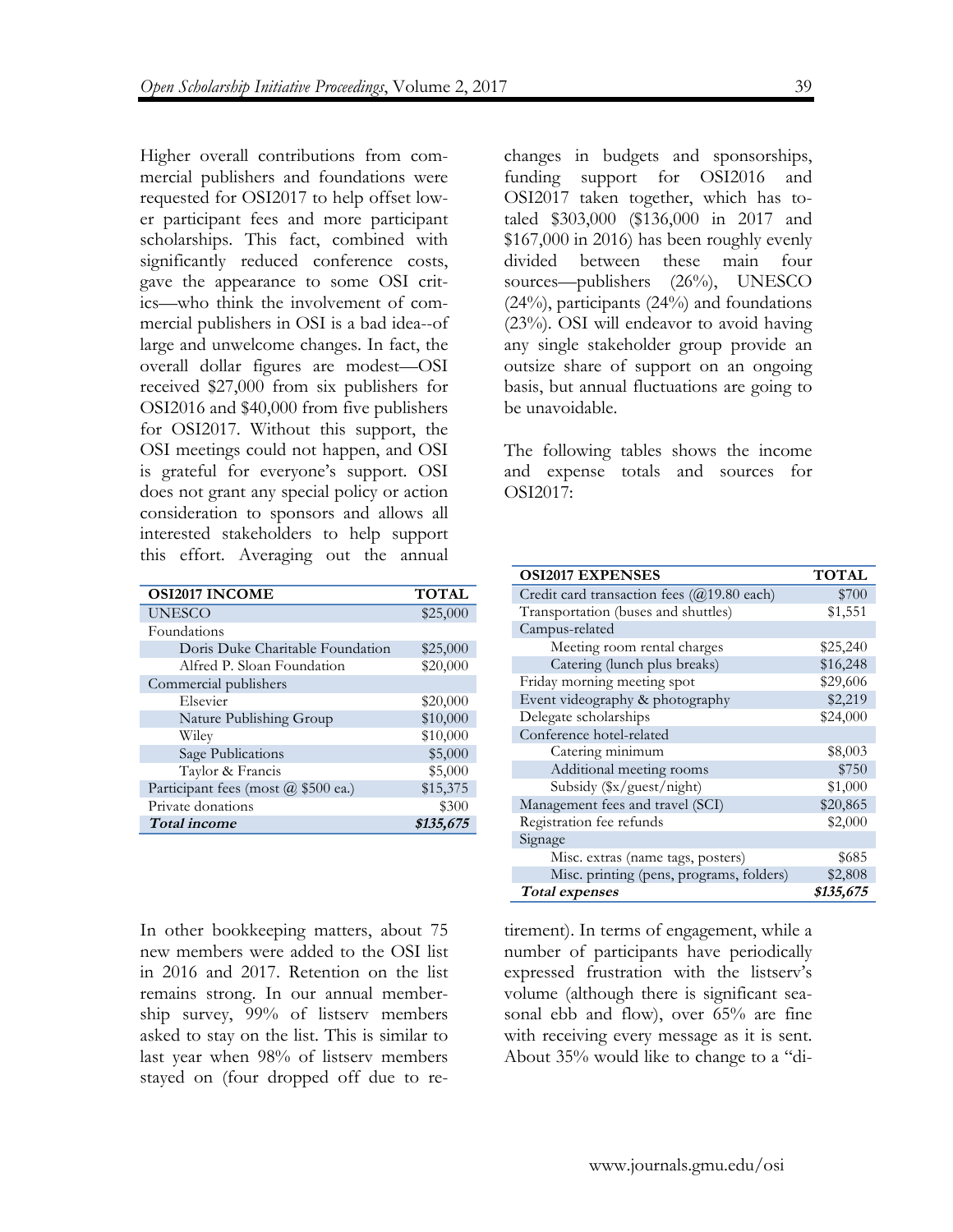Higher overall contributions from commercial publishers and foundations were requested for OSI2017 to help offset lower participant fees and more participant scholarships. This fact, combined with significantly reduced conference costs, gave the appearance to some OSI critics—who think the involvement of commercial publishers in OSI is a bad idea--of large and unwelcome changes. In fact, the overall dollar figures are modest—OSI received $27,000 from six publishers for OSI2016 and $40,000 from five publishers for OSI2017. Without this support, the OSI meetings could not happen, and OSI is grateful for everyone's support. OSI does not grant any special policy or action consideration to sponsors and allows all interested stakeholders to help support this effort. Averaging out the annual changes in budgets and sponsorships, funding support for OSI2016 and OSI2017 taken together, which has totaled $303,000 ($136,000 in 2017 and $167,000 in 2016) has been roughly evenly divided between these main four sources—publishers (26%), UNESCO (24%), participants (24%) and foundations (23%). OSI will endeavor to avoid having any single stakeholder group provide an outsize share of support on an ongoing basis, but annual fluctuations are going to be unavoidable.

The following tables shows the income and expense totals and sources for OSI2017:

| OSI2017 INCOME | TOTAL |
|---|---|
| UNESCO | $25,000 |
| Foundations | |
| Doris Duke Charitable Foundation | $25,000 |
| Alfred P. Sloan Foundation | $20,000 |
| Commercial publishers | |
| Elsevier | $20,000 |
| Nature Publishing Group | $10,000 |
| Wiley | $10,000 |
| Sage Publications | $5,000 |
| Taylor & Francis | $5,000 |
| Participant fees (most @ $500 ea.) | $15,375 |
| Private donations | $300 |
| ***Total income*** | ***$135,675*** |

| OSI2017 EXPENSES | TOTAL |
|---|---|
| Credit card transaction fees (@19.80 each) | $700 |
| Transportation (buses and shuttles) | $1,551 |
| Campus-related | |
| Meeting room rental charges | $25,240 |
| Catering (lunch plus breaks) | $16,248 |
| Friday morning meeting spot | $29,606 |
| Event videography & photography | $2,219 |
| Delegate scholarships | $24,000 |
| Conference hotel-related | |
| Catering minimum | $8,003 |
| Additional meeting rooms | $750 |
| Subsidy ($x/guest/night) | $1,000 |
| Management fees and travel (SCI) | $20,865 |
| Registration fee refunds | $2,000 |
| Signage | |
| Misc. extras (name tags, posters) | $685 |
| Misc. printing (pens, programs, folders) | $2,808 |
| ***Total expenses*** | ***$135,675*** |

In other bookkeeping matters, about 75 new members were added to the OSI list in 2016 and 2017. Retention on the list remains strong. In our annual membership survey, 99% of listserv members asked to stay on the list. This is similar to last year when 98% of listserv members stayed on (four dropped off due to retirement). In terms of engagement, while a number of participants have periodically expressed frustration with the listserv's volume (although there is significant seasonal ebb and flow), over 65% are fine with receiving every message as it is sent. About 35% would like to change to a "di-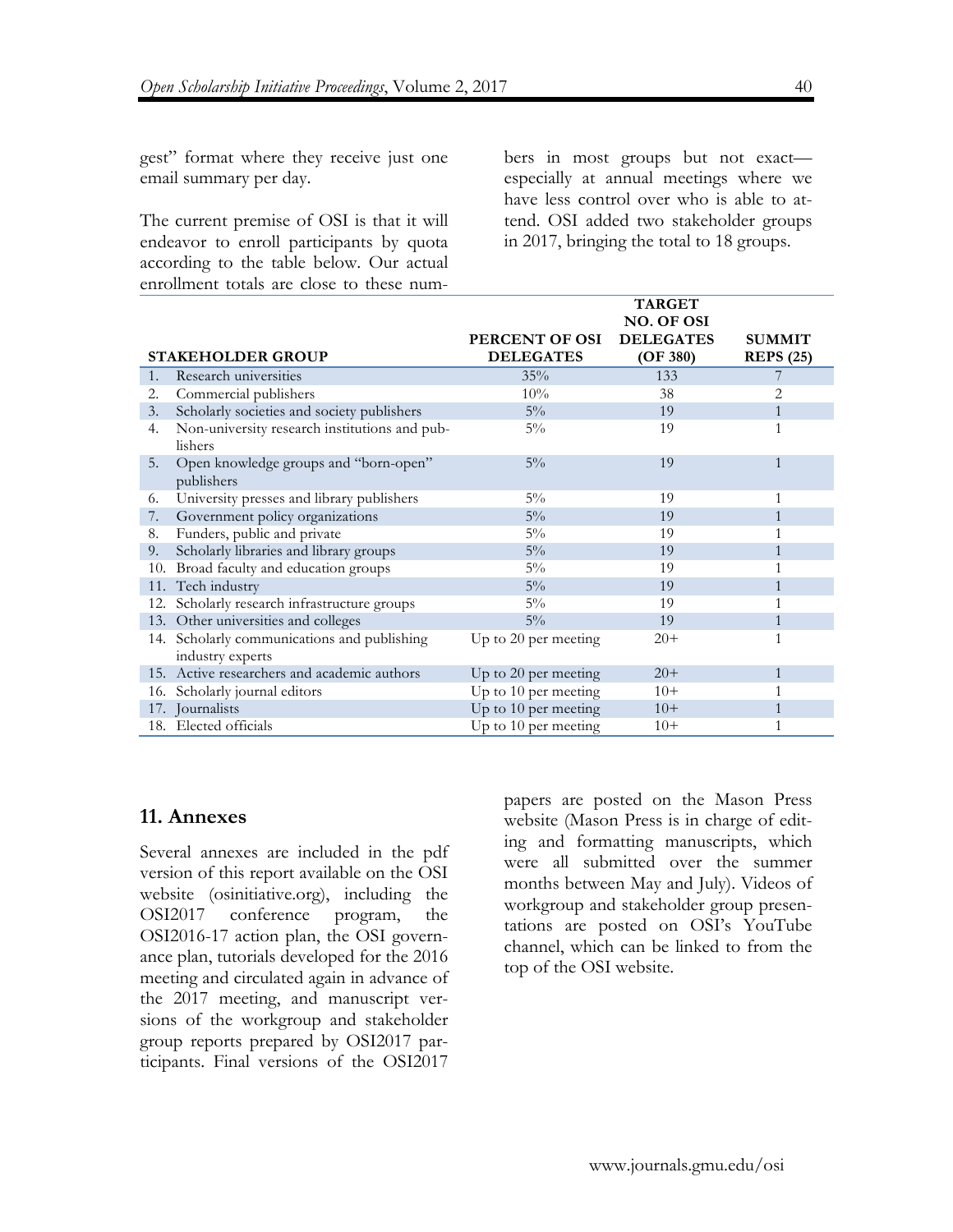gest" format where they receive just one email summary per day.

The current premise of OSI is that it will endeavor to enroll participants by quota according to the table below. Our actual enrollment totals are close to these numbers in most groups but not exact—especially at annual meetings where we have less control over who is able to attend. OSI added two stakeholder groups in 2017, bringing the total to 18 groups.

| STAKEHOLDER GROUP | PERCENT OF OSI DELEGATES | TARGET NO. OF OSI DELEGATES (OF 380) | SUMMIT REPS (25) |
|---|---|---|---|
| 1. Research universities | 35% | 133 | 7 |
| 2. Commercial publishers | 10% | 38 | 2 |
| 3. Scholarly societies and society publishers | 5% | 19 | 1 |
| 4. Non-university research institutions and publishers | 5% | 19 | 1 |
| 5. Open knowledge groups and "born-open" publishers | 5% | 19 | 1 |
| 6. University presses and library publishers | 5% | 19 | 1 |
| 7. Government policy organizations | 5% | 19 | 1 |
| 8. Funders, public and private | 5% | 19 | 1 |
| 9. Scholarly libraries and library groups | 5% | 19 | 1 |
| 10. Broad faculty and education groups | 5% | 19 | 1 |
| 11. Tech industry | 5% | 19 | 1 |
| 12. Scholarly research infrastructure groups | 5% | 19 | 1 |
| 13. Other universities and colleges | 5% | 19 | 1 |
| 14. Scholarly communications and publishing industry experts | Up to 20 per meeting | 20+ | 1 |
| 15. Active researchers and academic authors | Up to 20 per meeting | 20+ | 1 |
| 16. Scholarly journal editors | Up to 10 per meeting | 10+ | 1 |
| 17. Journalists | Up to 10 per meeting | 10+ | 1 |
| 18. Elected officials | Up to 10 per meeting | 10+ | 1 |

## 11. Annexes

Several annexes are included in the pdf version of this report available on the OSI website (osinitiative.org), including the OSI2017 conference program, the OSI2016-17 action plan, the OSI governance plan, tutorials developed for the 2016 meeting and circulated again in advance of the 2017 meeting, and manuscript versions of the workgroup and stakeholder group reports prepared by OSI2017 participants. Final versions of the OSI2017 papers are posted on the Mason Press website (Mason Press is in charge of editing and formatting manuscripts, which were all submitted over the summer months between May and July). Videos of workgroup and stakeholder group presentations are posted on OSI's YouTube channel, which can be linked to from the top of the OSI website.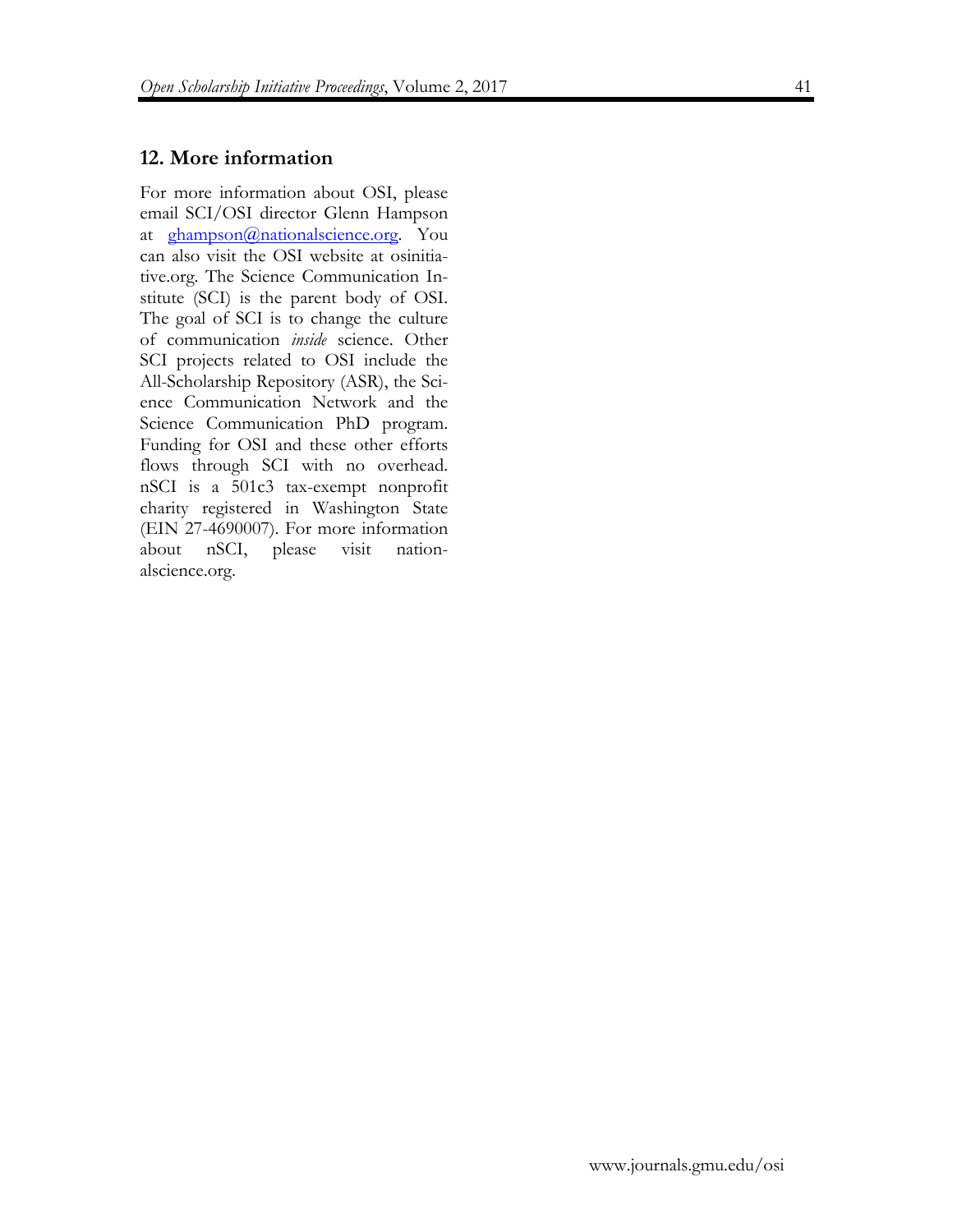## 12. More information

For more information about OSI, please email SCI/OSI director Glenn Hampson at [ghampson@nationalscience.org](mailto:ghampson@nationalscience.org). You can also visit the OSI website at osinitiative.org. The Science Communication Institute (SCI) is the parent body of OSI. The goal of SCI is to change the culture of communication *inside* science. Other SCI projects related to OSI include the All-Scholarship Repository (ASR), the Science Communication Network and the Science Communication PhD program. Funding for OSI and these other efforts flows through SCI with no overhead. nSCI is a 501c3 tax-exempt nonprofit charity registered in Washington State (EIN 27-4690007). For more information about nSCI, please visit nationalscience.org.